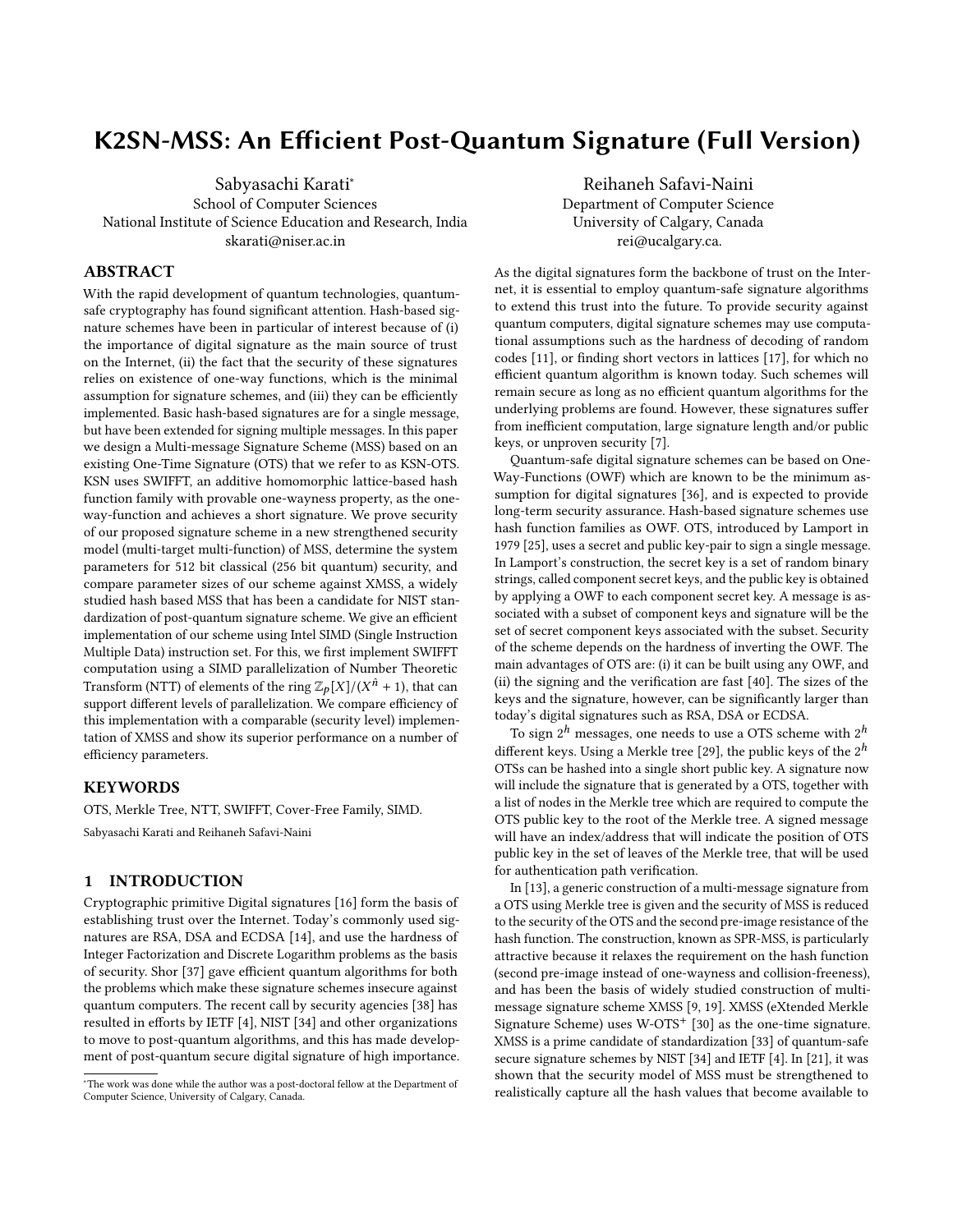# K2SN-MSS: An Efficient Post-Quantum Signature (Full Version)

Sabyasachi Karati*
School of Computer Sciences
National Institute of Science Education and Research, India
skarati@niser.ac.in

Reihaneh Safavi-Naini
Department of Computer Science
University of Calgary, Canada
rei@ucalgary.ca.

## ABSTRACT

With the rapid development of quantum technologies, quantum-safe cryptography has found significant attention. Hash-based signature schemes have been in particular of interest because of (i) the importance of digital signature as the main source of trust on the Internet, (ii) the fact that the security of these signatures relies on existence of one-way functions, which is the minimal assumption for signature schemes, and (iii) they can be efficiently implemented. Basic hash-based signatures are for a single message, but have been extended for signing multiple messages. In this paper we design a Multi-message Signature Scheme (MSS) based on an existing One-Time Signature (OTS) that we refer to as KSN-OTS. KSN uses SWIFFT, an additive homomorphic lattice-based hash function family with provable one-wayness property, as the one-way-function and achieves a short signature. We prove security of our proposed signature scheme in a new strengthened security model (multi-target multi-function) of MSS, determine the system parameters for 512 bit classical (256 bit quantum) security, and compare parameter sizes of our scheme against XMSS, a widely studied hash based MSS that has been a candidate for NIST standardization of post-quantum signature scheme. We give an efficient implementation of our scheme using Intel SIMD (Single Instruction Multiple Data) instruction set. For this, we first implement SWIFFT computation using a SIMD parallelization of Number Theoretic Transform (NTT) of elements of the ring $\mathbb{Z}_p[X]/(X^{\hat{n}} + 1)$, that can support different levels of parallelization. We compare efficiency of this implementation with a comparable (security level) implementation of XMSS and show its superior performance on a number of efficiency parameters.

## KEYWORDS

OTS, Merkle Tree, NTT, SWIFFT, Cover-Free Family, SIMD.

Sabyasachi Karati and Reihaneh Safavi-Naini

## 1 INTRODUCTION

Cryptographic primitive Digital signatures [16] form the basis of establishing trust over the Internet. Today's commonly used signatures are RSA, DSA and ECDSA [14], and use the hardness of Integer Factorization and Discrete Logarithm problems as the basis of security. Shor [37] gave efficient quantum algorithms for both the problems which make these signature schemes insecure against quantum computers. The recent call by security agencies [38] has resulted in efforts by IETF [4], NIST [34] and other organizations to move to post-quantum algorithms, and this has made development of post-quantum secure digital signature of high importance. As the digital signatures form the backbone of trust on the Internet, it is essential to employ quantum-safe signature algorithms to extend this trust into the future. To provide security against quantum computers, digital signature schemes may use computational assumptions such as the hardness of decoding of random codes [11], or finding short vectors in lattices [17], for which no efficient quantum algorithm is known today. Such schemes will remain secure as long as no efficient quantum algorithms for the underlying problems are found. However, these signatures suffer from inefficient computation, large signature length and/or public keys, or unproven security [7].

Quantum-safe digital signature schemes can be based on One-Way-Functions (OWF) which are known to be the minimum assumption for digital signatures [36], and is expected to provide long-term security assurance. Hash-based signature schemes use hash function families as OWF. OTS, introduced by Lamport in 1979 [25], uses a secret and public key-pair to sign a single message. In Lamport's construction, the secret key is a set of random binary strings, called component secret keys, and the public key is obtained by applying a OWF to each component secret key. A message is associated with a subset of component keys and signature will be the set of secret component keys associated with the subset. Security of the scheme depends on the hardness of inverting the OWF. The main advantages of OTS are: (i) it can be built using any OWF, and (ii) the signing and the verification are fast [40]. The sizes of the keys and the signature, however, can be significantly larger than today's digital signatures such as RSA, DSA or ECDSA.

To sign $2^h$ messages, one needs to use a OTS scheme with $2^h$ different keys. Using a Merkle tree [29], the public keys of the $2^h$ OTSs can be hashed into a single short public key. A signature now will include the signature that is generated by a OTS, together with a list of nodes in the Merkle tree which are required to compute the OTS public key to the root of the Merkle tree. A signed message will have an index/address that will indicate the position of OTS public key in the set of leaves of the Merkle tree, that will be used for authentication path verification.

In [13], a generic construction of a multi-message signature from a OTS using Merkle tree is given and the security of MSS is reduced to the security of the OTS and the second pre-image resistance of the hash function. The construction, known as SPR-MSS, is particularly attractive because it relaxes the requirement on the hash function (second pre-image instead of one-wayness and collision-freeness), and has been the basis of widely studied construction of multi-message signature scheme XMSS [9, 19]. XMSS (eXtended Merkle Signature Scheme) uses W-OTS$^+$ [30] as the one-time signature. XMSS is a prime candidate of standardization [33] of quantum-safe secure signature schemes by NIST [34] and IETF [4]. In [21], it was shown that the security model of MSS must be strengthened to realistically capture all the hash values that become available to

*The work was done while the author was a post-doctoral fellow at the Department of Computer Science, University of Calgary, Canada.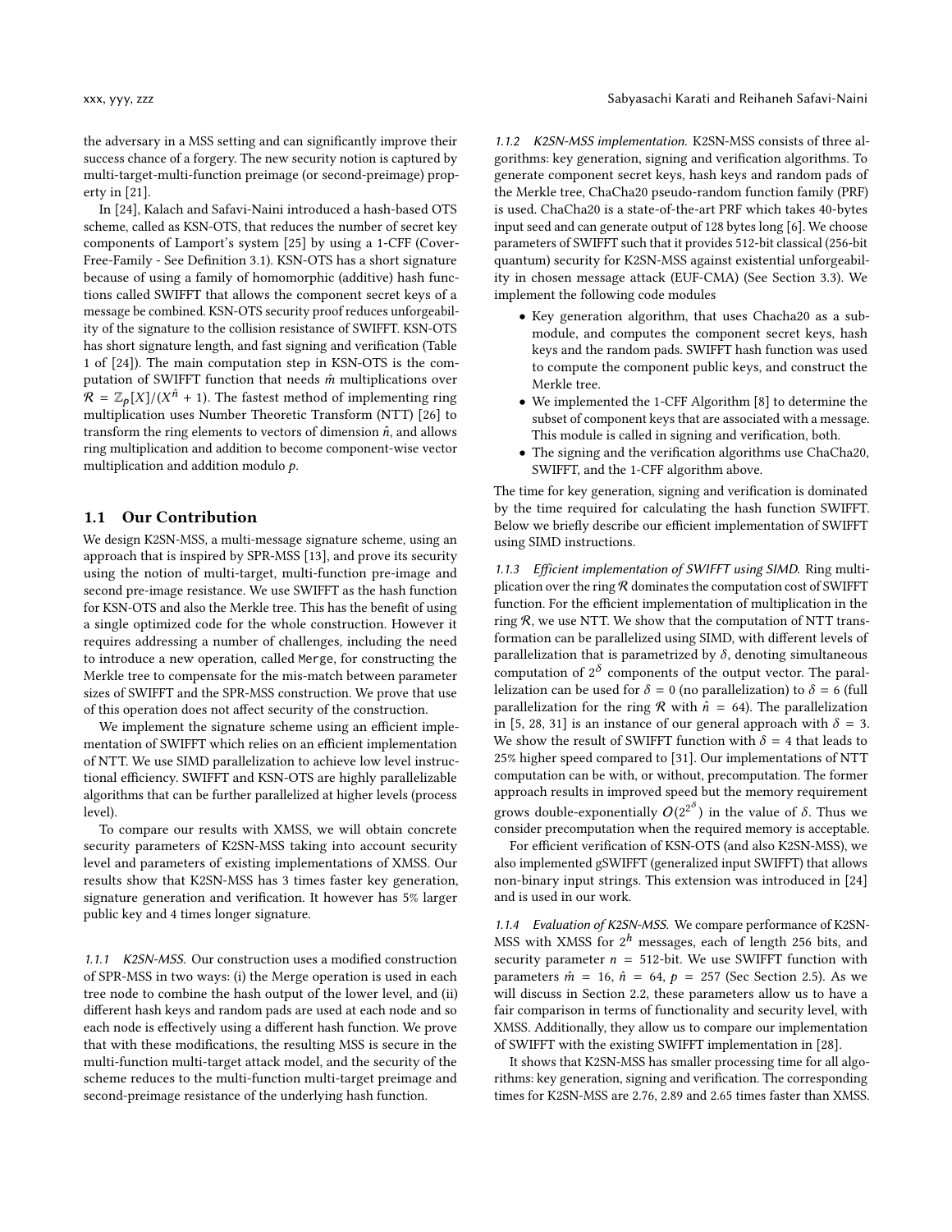the adversary in a MSS setting and can significantly improve their success chance of a forgery. The new security notion is captured by multi-target-multi-function preimage (or second-preimage) property in [21].

In [24], Kalach and Safavi-Naini introduced a hash-based OTS scheme, called as KSN-OTS, that reduces the number of secret key components of Lamport's system [25] by using a 1-CFF (Cover-Free-Family - See Definition 3.1). KSN-OTS has a short signature because of using a family of homomorphic (additive) hash functions called SWIFFT that allows the component secret keys of a message be combined. KSN-OTS security proof reduces unforgeability of the signature to the collision resistance of SWIFFT. KSN-OTS has short signature length, and fast signing and verification (Table 1 of [24]). The main computation step in KSN-OTS is the computation of SWIFFT function that needs $\hat{m}$ multiplications over $\mathcal{R} = \mathbb{Z}_p[X]/(X^{\hat{n}} + 1)$. The fastest method of implementing ring multiplication uses Number Theoretic Transform (NTT) [26] to transform the ring elements to vectors of dimension $\hat{n}$, and allows ring multiplication and addition to become component-wise vector multiplication and addition modulo $p$.

## 1.1 Our Contribution

We design K2SN-MSS, a multi-message signature scheme, using an approach that is inspired by SPR-MSS [13], and prove its security using the notion of multi-target, multi-function pre-image and second pre-image resistance. We use SWIFFT as the hash function for KSN-OTS and also the Merkle tree. This has the benefit of using a single optimized code for the whole construction. However it requires addressing a number of challenges, including the need to introduce a new operation, called Merge, for constructing the Merkle tree to compensate for the mis-match between parameter sizes of SWIFFT and the SPR-MSS construction. We prove that use of this operation does not affect security of the construction.

We implement the signature scheme using an efficient implementation of SWIFFT which relies on an efficient implementation of NTT. We use SIMD parallelization to achieve low level instructional efficiency. SWIFFT and KSN-OTS are highly parallelizable algorithms that can be further parallelized at higher levels (process level).

To compare our results with XMSS, we will obtain concrete security parameters of K2SN-MSS taking into account security level and parameters of existing implementations of XMSS. Our results show that K2SN-MSS has 3 times faster key generation, signature generation and verification. It however has 5% larger public key and 4 times longer signature.

*1.1.1 K2SN-MSS.* Our construction uses a modified construction of SPR-MSS in two ways: (i) the Merge operation is used in each tree node to combine the hash output of the lower level, and (ii) different hash keys and random pads are used at each node and so each node is effectively using a different hash function. We prove that with these modifications, the resulting MSS is secure in the multi-function multi-target attack model, and the security of the scheme reduces to the multi-function multi-target preimage and second-preimage resistance of the underlying hash function.

*1.1.2 K2SN-MSS implementation.* K2SN-MSS consists of three algorithms: key generation, signing and verification algorithms. To generate component secret keys, hash keys and random pads of the Merkle tree, ChaCha20 pseudo-random function family (PRF) is used. ChaCha20 is a state-of-the-art PRF which takes 40-bytes input seed and can generate output of 128 bytes long [6]. We choose parameters of SWIFFT such that it provides 512-bit classical (256-bit quantum) security for K2SN-MSS against existential unforgeability in chosen message attack (EUF-CMA) (See Section 3.3). We implement the following code modules

- Key generation algorithm, that uses Chacha20 as a submodule, and computes the component secret keys, hash keys and the random pads. SWIFFT hash function was used to compute the component public keys, and construct the Merkle tree.
- We implemented the 1-CFF Algorithm [8] to determine the subset of component keys that are associated with a message. This module is called in signing and verification, both.
- The signing and the verification algorithms use ChaCha20, SWIFFT, and the 1-CFF algorithm above.

The time for key generation, signing and verification is dominated by the time required for calculating the hash function SWIFFT. Below we briefly describe our efficient implementation of SWIFFT using SIMD instructions.

*1.1.3 Efficient implementation of SWIFFT using SIMD.* Ring multiplication over the ring $\mathcal{R}$ dominates the computation cost of SWIFFT function. For the efficient implementation of multiplication in the ring $\mathcal{R}$, we use NTT. We show that the computation of NTT transformation can be parallelized using SIMD, with different levels of parallelization that is parametrized by $\delta$, denoting simultaneous computation of $2^{\delta}$ components of the output vector. The parallelization can be used for $\delta = 0$ (no parallelization) to $\delta = 6$ (full parallelization for the ring $\mathcal{R}$ with $\hat{n} = 64$). The parallelization in [5, 28, 31] is an instance of our general approach with $\delta = 3$. We show the result of SWIFFT function with $\delta = 4$ that leads to 25% higher speed compared to [31]. Our implementations of NTT computation can be with, or without, precomputation. The former approach results in improved speed but the memory requirement grows double-exponentially $O(2^{2^{\delta}})$ in the value of $\delta$. Thus we consider precomputation when the required memory is acceptable.

For efficient verification of KSN-OTS (and also K2SN-MSS), we also implemented gSWIFFT (generalized input SWIFFT) that allows non-binary input strings. This extension was introduced in [24] and is used in our work.

*1.1.4 Evaluation of K2SN-MSS.* We compare performance of K2SN-MSS with XMSS for $2^h$ messages, each of length 256 bits, and security parameter $n$ = 512-bit. We use SWIFFT function with parameters $\hat{m} = 16$, $\hat{n} = 64$, $p = 257$ (Sec Section 2.5). As we will discuss in Section 2.2, these parameters allow us to have a fair comparison in terms of functionality and security level, with XMSS. Additionally, they allow us to compare our implementation of SWIFFT with the existing SWIFFT implementation in [28].

It shows that K2SN-MSS has smaller processing time for all algorithms: key generation, signing and verification. The corresponding times for K2SN-MSS are 2.76, 2.89 and 2.65 times faster than XMSS.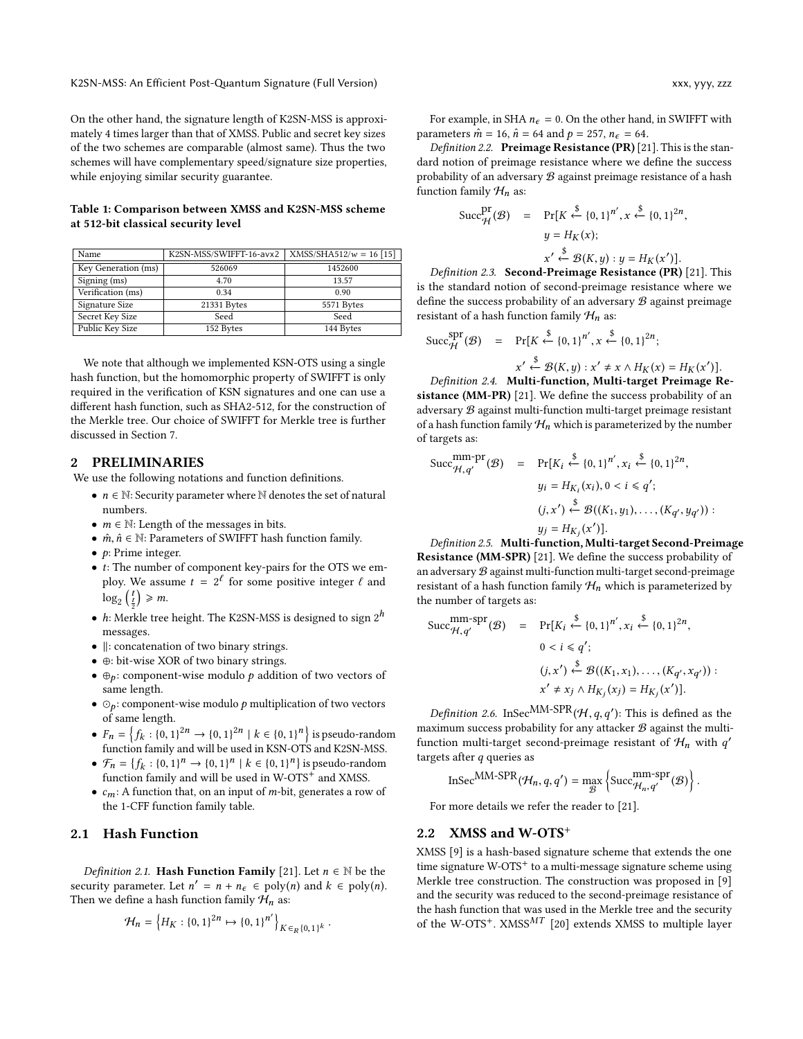On the other hand, the signature length of K2SN-MSS is approximately 4 times larger than that of XMSS. Public and secret key sizes of the two schemes are comparable (almost same). Thus the two schemes will have complementary speed/signature size properties, while enjoying similar security guarantee.

**Table 1: Comparison between XMSS and K2SN-MSS scheme at 512-bit classical security level**

| Name | K2SN-MSS/SWIFFT-16-avx2 | XMSS/SHA512/$w = 16$ [15] |
|---|---|---|
| Key Generation (ms) | 526069 | 1452600 |
| Signing (ms) | 4.70 | 13.57 |
| Verification (ms) | 0.34 | 0.90 |
| Signature Size | 21331 Bytes | 5571 Bytes |
| Secret Key Size | Seed | Seed |
| Public Key Size | 152 Bytes | 144 Bytes |

We note that although we implemented KSN-OTS using a single hash function, but the homomorphic property of SWIFFT is only required in the verification of KSN signatures and one can use a different hash function, such as SHA2-512, for the construction of the Merkle tree. Our choice of SWIFFT for Merkle tree is further discussed in Section 7.

## 2 PRELIMINARIES

We use the following notations and function definitions.

- $n \in \mathbb{N}$: Security parameter where $\mathbb{N}$ denotes the set of natural numbers.
- $m \in \mathbb{N}$: Length of the messages in bits.
- $\hat{m}, \hat{n} \in \mathbb{N}$: Parameters of SWIFFT hash function family.
- $p$: Prime integer.
- $t$: The number of component key-pairs for the OTS we employ. We assume $t = 2^{\ell}$ for some positive integer $\ell$ and $\log_2 \binom{t}{\frac{t}{2}} \geqslant m$.
- $h$: Merkle tree height. The K2SN-MSS is designed to sign $2^h$ messages.
- $\|$: concatenation of two binary strings.
- $\oplus$: bit-wise XOR of two binary strings.
- $\oplus_p$: component-wise modulo $p$ addition of two vectors of same length.
- $\odot_p$: component-wise modulo $p$ multiplication of two vectors of same length.
- $F_n = \left\{ f_k : \{0,1\}^{2n} \to \{0,1\}^{2n} \mid k \in \{0,1\}^n \right\}$ is pseudo-random function family and will be used in KSN-OTS and K2SN-MSS.
- $\mathcal{F}_n = \{ f_k : \{0,1\}^n \to \{0,1\}^n \mid k \in \{0,1\}^n \}$ is pseudo-random function family and will be used in W-OTS$^+$ and XMSS.
- $c_m$: A function that, on an input of $m$-bit, generates a row of the 1-CFF function family table.

### 2.1 Hash Function

*Definition 2.1.* **Hash Function Family** [21]. Let $n \in \mathbb{N}$ be the security parameter. Let $n' = n + n_\epsilon \in \text{poly}(n)$ and $k \in \text{poly}(n)$. Then we define a hash function family $\mathcal{H}_n$ as:

$$\mathcal{H}_n = \left\{ H_K : \{0,1\}^{2n} \mapsto \{0,1\}^{n'} \right\}_{K \in_R \{0,1\}^k}.$$

For example, in SHA $n_\epsilon = 0$. On the other hand, in SWIFFT with parameters $\hat{m} = 16$, $\hat{n} = 64$ and $p = 257$, $n_\epsilon = 64$.

*Definition 2.2.* **Preimage Resistance (PR)** [21]. This is the standard notion of preimage resistance where we define the success probability of an adversary $\mathcal{B}$ against preimage resistance of a hash function family $\mathcal{H}_n$ as:

$$\begin{aligned} \text{Succ}^{\text{pr}}_{\mathcal{H}}(\mathcal{B}) &= \Pr[K \xleftarrow{\$} \{0,1\}^{n'}, x \xleftarrow{\$} \{0,1\}^{2n}, \\ &\quad y = H_K(x); \\ &\quad x' \xleftarrow{\$} \mathcal{B}(K, y) : y = H_K(x')]. \end{aligned}$$

*Definition 2.3.* **Second-Preimage Resistance (PR)** [21]. This is the standard notion of second-preimage resistance where we define the success probability of an adversary $\mathcal{B}$ against preimage resistant of a hash function family $\mathcal{H}_n$ as:

$$\begin{aligned} \text{Succ}^{\text{spr}}_{\mathcal{H}}(\mathcal{B}) &= \Pr[K \xleftarrow{\$} \{0,1\}^{n'}, x \xleftarrow{\$} \{0,1\}^{2n}; \\ &\quad x' \xleftarrow{\$} \mathcal{B}(K, y) : x' \neq x \wedge H_K(x) = H_K(x')]. \end{aligned}$$

*Definition 2.4.* **Multi-function, Multi-target Preimage Resistance (MM-PR)** [21]. We define the success probability of an adversary $\mathcal{B}$ against multi-function multi-target preimage resistant of a hash function family $\mathcal{H}_n$ which is parameterized by the number of targets as:

$$\begin{aligned} \text{Succ}^{\text{mm-pr}}_{\mathcal{H},q'}(\mathcal{B}) &= \Pr[K_i \xleftarrow{\$} \{0,1\}^{n'}, x_i \xleftarrow{\$} \{0,1\}^{2n}, \\ &\quad y_i = H_{K_i}(x_i), 0 < i \leqslant q'; \\ &\quad (j, x') \xleftarrow{\$} \mathcal{B}((K_1, y_1), \ldots, (K_{q'}, y_{q'})) : \\ &\quad y_j = H_{K_j}(x')]. \end{aligned}$$

*Definition 2.5.* **Multi-function, Multi-target Second-Preimage Resistance (MM-SPR)** [21]. We define the success probability of an adversary $\mathcal{B}$ against multi-function multi-target second-preimage resistant of a hash function family $\mathcal{H}_n$ which is parameterized by the number of targets as:

$$\begin{aligned} \text{Succ}^{\text{mm-spr}}_{\mathcal{H},q'}(\mathcal{B}) &= \Pr[K_i \xleftarrow{\$} \{0,1\}^{n'}, x_i \xleftarrow{\$} \{0,1\}^{2n}, \\ &\quad 0 < i \leqslant q'; \\ &\quad (j, x') \xleftarrow{\$} \mathcal{B}((K_1, x_1), \ldots, (K_{q'}, x_{q'})) : \\ &\quad x' \neq x_j \wedge H_{K_j}(x_j) = H_{K_j}(x')]. \end{aligned}$$

*Definition 2.6.* $\text{InSec}^{\text{MM-SPR}}(\mathcal{H}, q, q')$: This is defined as the maximum success probability for any attacker $\mathcal{B}$ against the multi-function multi-target second-preimage resistant of $\mathcal{H}_n$ with $q'$ targets after $q$ queries as

$$\text{InSec}^{\text{MM-SPR}}(\mathcal{H}_n, q, q') = \max_{\mathcal{B}} \left\{ \text{Succ}^{\text{mm-spr}}_{\mathcal{H}_n,q'}(\mathcal{B}) \right\}.$$

For more details we refer the reader to [21].

### 2.2 XMSS and W-OTS$^+$

XMSS [9] is a hash-based signature scheme that extends the one time signature W-OTS$^+$ to a multi-message signature scheme using Merkle tree construction. The construction was proposed in [9] and the security was reduced to the second-preimage resistance of the hash function that was used in the Merkle tree and the security of the W-OTS$^+$. XMSS$^{MT}$ [20] extends XMSS to multiple layer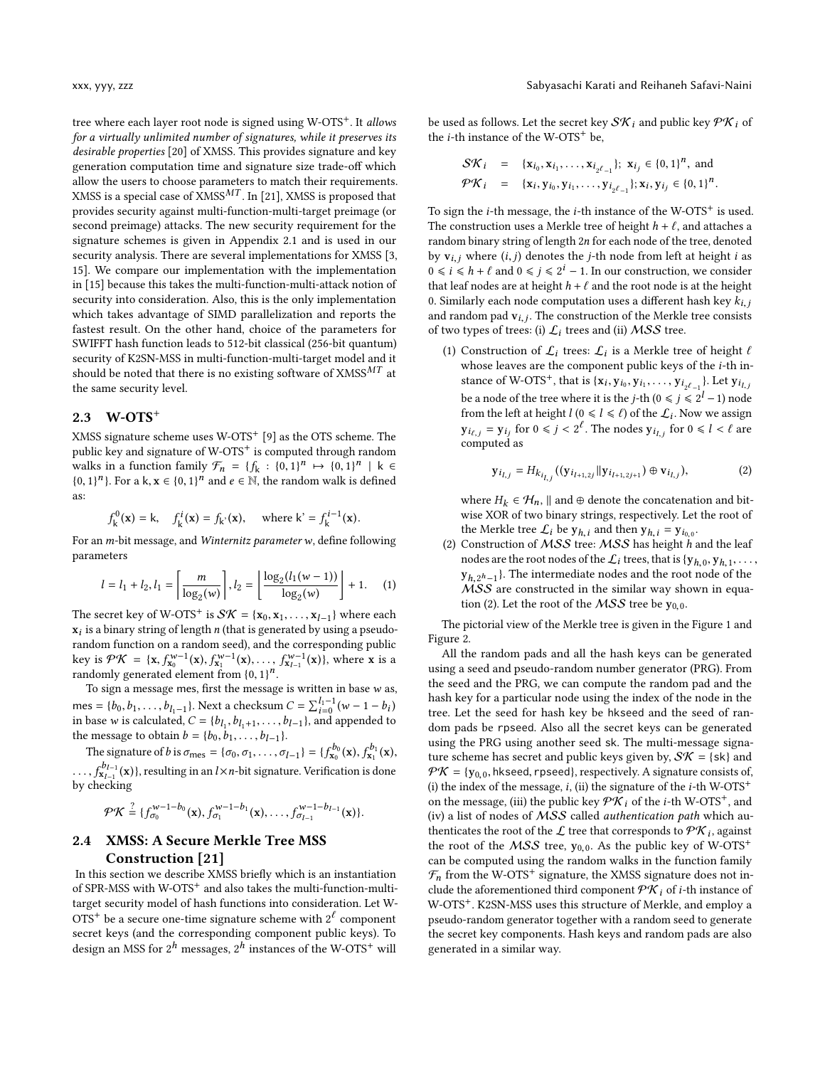tree where each layer root node is signed using W-OTS$^+$. It *allows for a virtually unlimited number of signatures, while it preserves its desirable properties* [20] of XMSS. This provides signature and key generation computation time and signature size trade-off which allow the users to choose parameters to match their requirements. XMSS is a special case of XMSS$^{MT}$. In [21], XMSS is proposed that provides security against multi-function-multi-target preimage (or second preimage) attacks. The new security requirement for the signature schemes is given in Appendix 2.1 and is used in our security analysis. There are several implementations for XMSS [3, 15]. We compare our implementation with the implementation in [15] because this takes the multi-function-multi-attack notion of security into consideration. Also, this is the only implementation which takes advantage of SIMD parallelization and reports the fastest result. On the other hand, choice of the parameters for SWIFFT hash function leads to 512-bit classical (256-bit quantum) security of K2SN-MSS in multi-function-multi-target model and it should be noted that there is no existing software of XMSS$^{MT}$ at the same security level.

## 2.3 W-OTS$^+$

XMSS signature scheme uses W-OTS$^+$ [9] as the OTS scheme. The public key and signature of W-OTS$^+$ is computed through random walks in a function family $\mathcal{F}_n = \{f_{\mathsf{k}} : \{0,1\}^n \mapsto \{0,1\}^n \mid \mathsf{k} \in \{0,1\}^n\}$. For a $\mathsf{k}, \mathbf{x} \in \{0,1\}^n$ and $e \in \mathbb{N}$, the random walk is defined as:

$$f^0_{\mathsf{k}}(\mathbf{x}) = \mathsf{k}, \quad f^i_{\mathsf{k}}(\mathbf{x}) = f_{\mathsf{k}'}(\mathbf{x}), \quad \text{where } \mathsf{k}' = f^{i-1}_{\mathsf{k}}(\mathbf{x}).$$

For an $m$-bit message, and *Winternitz parameter* $w$, define following parameters

$$l = l_1 + l_2, l_1 = \left\lceil \frac{m}{\log_2(w)} \right\rceil, l_2 = \left\lfloor \frac{\log_2(l_1(w-1))}{\log_2(w)} \right\rfloor + 1. \quad (1)$$

The secret key of W-OTS$^+$ is $\mathcal{SK} = \{\mathbf{x}_0, \mathbf{x}_1, \ldots, \mathbf{x}_{l-1}\}$ where each $\mathbf{x}_i$ is a binary string of length $n$ (that is generated by using a pseudo-random function on a random seed), and the corresponding public key is $\mathcal{PK} = \{\mathbf{x}, f^{w-1}_{\mathbf{x}_0}(\mathbf{x}), f^{w-1}_{\mathbf{x}_1}(\mathbf{x}), \ldots, f^{w-1}_{\mathbf{x}_{l-1}}(\mathbf{x})\}$, where $\mathbf{x}$ is a randomly generated element from $\{0,1\}^n$.

To sign a message mes, first the message is written in base $w$ as, mes $= \{b_0, b_1, \ldots, b_{l_1-1}\}$. Next a checksum $C = \sum_{i=0}^{l_1-1}(w-1-b_i)$ in base $w$ is calculated, $C = \{b_{l_1}, b_{l_1+1}, \ldots, b_{l-1}\}$, and appended to the message to obtain $b = \{b_0, b_1, \ldots, b_{l-1}\}$.

The signature of $b$ is $\sigma_{\text{mes}} = \{\sigma_0, \sigma_1, \ldots, \sigma_{l-1}\} = \{f^{b_0}_{\mathbf{x}_0}(\mathbf{x}), f^{b_1}_{\mathbf{x}_1}(\mathbf{x}), \ldots, f^{b_{l-1}}_{\mathbf{x}_{l-1}}(\mathbf{x})\}$, resulting in an $l \times n$-bit signature. Verification is done by checking

$$\mathcal{PK} \stackrel{?}{=} \{f^{w-1-b_0}_{\sigma_0}(\mathbf{x}), f^{w-1-b_1}_{\sigma_1}(\mathbf{x}), \ldots, f^{w-1-b_{l-1}}_{\sigma_{l-1}}(\mathbf{x})\}.$$

## 2.4 XMSS: A Secure Merkle Tree MSS Construction [21]

In this section we describe XMSS briefly which is an instantiation of SPR-MSS with W-OTS$^+$ and also takes the multi-function-multi-target security model of hash functions into consideration. Let W-OTS$^+$ be a secure one-time signature scheme with $2^\ell$ component secret keys (and the corresponding component public keys). To design an MSS for $2^h$ messages, $2^h$ instances of the W-OTS$^+$ will be used as follows. Let the secret key $\mathcal{SK}_i$ and public key $\mathcal{PK}_i$ of the $i$-th instance of the W-OTS$^+$ be,

$$\begin{aligned}
\mathcal{SK}_i &= \{\mathbf{x}_{i_0}, \mathbf{x}_{i_1}, \ldots, \mathbf{x}_{i_{2^\ell-1}}\}; \ \mathbf{x}_{i_j} \in \{0,1\}^n, \text{ and} \\
\mathcal{PK}_i &= \{\mathbf{x}_i, \mathbf{y}_{i_0}, \mathbf{y}_{i_1}, \ldots, \mathbf{y}_{i_{2^\ell-1}}\}; \mathbf{x}_i, \mathbf{y}_{i_j} \in \{0,1\}^n.
\end{aligned}$$

To sign the $i$-th message, the $i$-th instance of the W-OTS$^+$ is used. The construction uses a Merkle tree of height $h+\ell$, and attaches a random binary string of length $2n$ for each node of the tree, denoted by $\mathbf{v}_{i,j}$ where $(i,j)$ denotes the $j$-th node from left at height $i$ as $0 \leqslant i \leqslant h+\ell$ and $0 \leqslant j \leqslant 2^i - 1$. In our construction, we consider that leaf nodes are at height $h+\ell$ and the root node is at the height 0. Similarly each node computation uses a different hash key $k_{i,j}$ and random pad $\mathbf{v}_{i,j}$. The construction of the Merkle tree consists of two types of trees: (i) $\mathcal{L}_i$ trees and (ii) $\mathcal{MSS}$ tree.

1. Construction of $\mathcal{L}_i$ trees: $\mathcal{L}_i$ is a Merkle tree of height $\ell$ whose leaves are the component public keys of the $i$-th instance of W-OTS$^+$, that is $\{\mathbf{x}_i, \mathbf{y}_{i_0}, \mathbf{y}_{i_1}, \ldots, \mathbf{y}_{i_{2^\ell-1}}\}$. Let $\mathbf{y}_{i_{l,j}}$ be a node of the tree where it is the $j$-th ($0 \leqslant j \leqslant 2^l - 1$) node from the left at height $l$ ($0 \leqslant l \leqslant \ell$) of the $\mathcal{L}_i$. Now we assign $\mathbf{y}_{i_{\ell,j}} = \mathbf{y}_{i_j}$ for $0 \leqslant j < 2^\ell$. The nodes $\mathbf{y}_{i_{l,j}}$ for $0 \leqslant l < \ell$ are computed as
$$\mathbf{y}_{i_{l,j}} = H_{k_{i_{l,j}}}((\mathbf{y}_{i_{l+1,2j}} \| \mathbf{y}_{i_{l+1,2j+1}}) \oplus \mathbf{v}_{i_{l,j}}), \quad (2)$$
where $H_k \in \mathcal{H}_n$, $\|$ and $\oplus$ denote the concatenation and bit-wise XOR of two binary strings, respectively. Let the root of the Merkle tree $\mathcal{L}_i$ be $\mathbf{y}_{h,i}$ and then $\mathbf{y}_{h,i} = \mathbf{y}_{i_{0,0}}$.
2. Construction of $\mathcal{MSS}$ tree: $\mathcal{MSS}$ has height $h$ and the leaf nodes are the root nodes of the $\mathcal{L}_i$ trees, that is $\{\mathbf{y}_{h,0}, \mathbf{y}_{h,1}, \ldots, \mathbf{y}_{h,2^h-1}\}$. The intermediate nodes and the root node of the $\mathcal{MSS}$ are constructed in the similar way shown in equation (2). Let the root of the $\mathcal{MSS}$ tree be $\mathbf{y}_{0,0}$.

The pictorial view of the Merkle tree is given in the Figure 1 and Figure 2.

All the random pads and all the hash keys can be generated using a seed and pseudo-random number generator (PRG). From the seed and the PRG, we can compute the random pad and the hash key for a particular node using the index of the node in the tree. Let the seed for hash key be hkseed and the seed of random pads be rpseed. Also all the secret keys can be generated using the PRG using another seed sk. The multi-message signature scheme has secret and public keys given by, $\mathcal{SK} = \{\mathsf{sk}\}$ and $\mathcal{PK} = \{\mathbf{y}_{0,0}, \mathsf{hkseed}, \mathsf{rpseed}\}$, respectively. A signature consists of, (i) the index of the message, $i$, (ii) the signature of the $i$-th W-OTS$^+$ on the message, (iii) the public key $\mathcal{PK}_i$ of the $i$-th W-OTS$^+$, and (iv) a list of nodes of $\mathcal{MSS}$ called *authentication path* which authenticates the root of the $\mathcal{L}$ tree that corresponds to $\mathcal{PK}_i$, against the root of the $\mathcal{MSS}$ tree, $\mathbf{y}_{0,0}$. As the public key of W-OTS$^+$ can be computed using the random walks in the function family $\mathcal{F}_n$ from the W-OTS$^+$ signature, the XMSS signature does not include the aforementioned third component $\mathcal{PK}_i$ of $i$-th instance of W-OTS$^+$. K2SN-MSS uses this structure of Merkle, and employ a pseudo-random generator together with a random seed to generate the secret key components. Hash keys and random pads are also generated in a similar way.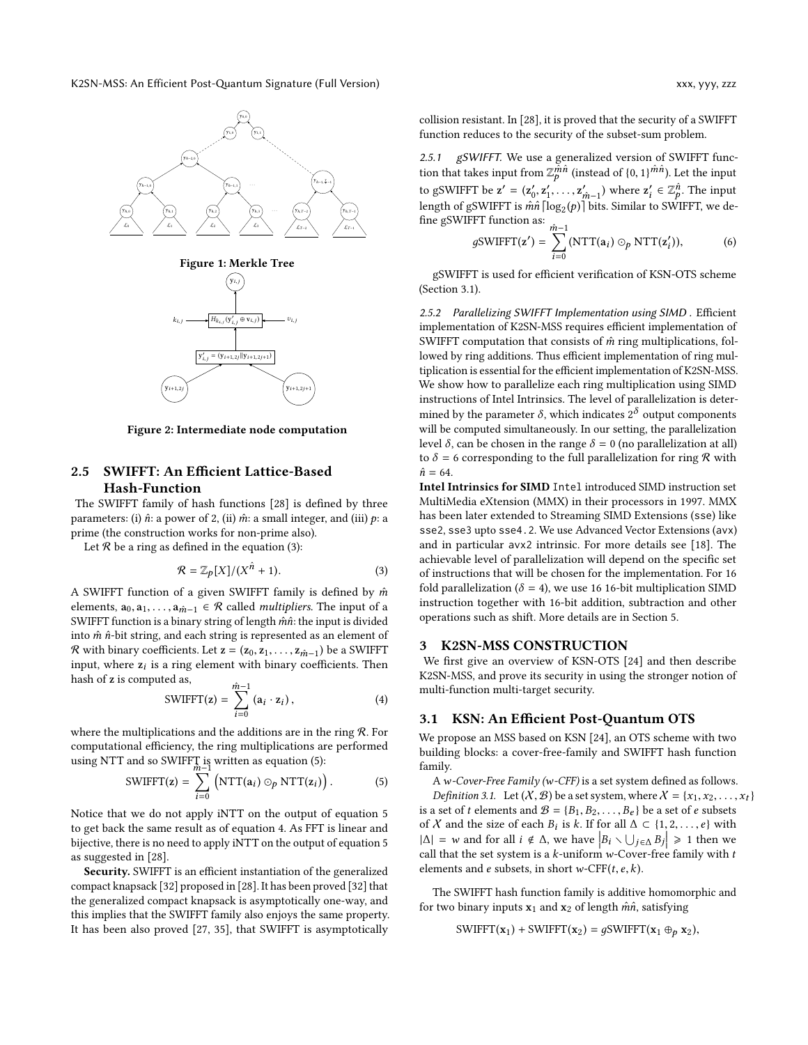Figure 1: Merkle Tree

Figure 2: Intermediate node computation

## 2.5 SWIFFT: An Efficient Lattice-Based Hash-Function

The SWIFFT family of hash functions [28] is defined by three parameters: (i) $\hat{n}$: a power of 2, (ii) $\hat{m}$: a small integer, and (iii) $p$: a prime (the construction works for non-prime also).

Let $\mathcal{R}$ be a ring as defined in the equation (3):

$$\mathcal{R} = \mathbb{Z}_p[X]/(X^{\hat{n}} + 1). \tag{3}$$

A SWIFFT function of a given SWIFFT family is defined by $\hat{m}$ elements, $\mathbf{a}_0, \mathbf{a}_1, \ldots, \mathbf{a}_{\hat{m}-1} \in \mathcal{R}$ called *multipliers*. The input of a SWIFFT function is a binary string of length $\hat{m}\hat{n}$: the input is divided into $\hat{m}$ $\hat{n}$-bit string, and each string is represented as an element of $\mathcal{R}$ with binary coefficients. Let $\mathbf{z} = (\mathbf{z}_0, \mathbf{z}_1, \ldots, \mathbf{z}_{\hat{m}-1})$ be a SWIFFT input, where $\mathbf{z}_i$ is a ring element with binary coefficients. Then hash of $\mathbf{z}$ is computed as,

$$\text{SWIFFT}(\mathbf{z}) = \sum_{i=0}^{\hat{m}-1} (\mathbf{a}_i \cdot \mathbf{z}_i), \tag{4}$$

where the multiplications and the additions are in the ring $\mathcal{R}$. For computational efficiency, the ring multiplications are performed using NTT and so SWIFFT is written as equation (5):

$$\text{SWIFFT}(\mathbf{z}) = \sum_{i=0}^{\hat{m}-1} \left(\text{NTT}(\mathbf{a}_i) \odot_p \text{NTT}(\mathbf{z}_i)\right). \tag{5}$$

Notice that we do not apply iNTT on the output of equation 5 to get back the same result as of equation 4. As FFT is linear and bijective, there is no need to apply iNTT on the output of equation 5 as suggested in [28].

**Security.** SWIFFT is an efficient instantiation of the generalized compact knapsack [32] proposed in [28]. It has been proved [32] that the generalized compact knapsack is asymptotically one-way, and this implies that the SWIFFT family also enjoys the same property. It has been also proved [27, 35], that SWIFFT is asymptotically collision resistant. In [28], it is proved that the security of a SWIFFT function reduces to the security of the subset-sum problem.

### 2.5.1 gSWIFFT.

*gSWIFFT.* We use a generalized version of SWIFFT function that takes input from $\mathbb{Z}_p^{\hat{m}\hat{n}}$ (instead of $\{0,1\}^{\hat{m}\hat{n}}$). Let the input to gSWIFFT be $\mathbf{z}' = (\mathbf{z}'_0, \mathbf{z}'_1, \ldots, \mathbf{z}'_{\hat{m}-1})$ where $\mathbf{z}'_i \in \mathbb{Z}_p^{\hat{n}}$. The input length of gSWIFFT is $\hat{m}\hat{n}\lceil \log_2(p) \rceil$ bits. Similar to SWIFFT, we define gSWIFFT function as:

$$g\text{SWIFFT}(\mathbf{z}') = \sum_{i=0}^{\hat{m}-1} (\text{NTT}(\mathbf{a}_i) \odot_p \text{NTT}(\mathbf{z}'_i)), \tag{6}$$

gSWIFFT is used for efficient verification of KSN-OTS scheme (Section 3.1).

### 2.5.2 Parallelizing SWIFFT Implementation using SIMD

*Parallelizing SWIFFT Implementation using SIMD .* Efficient implementation of K2SN-MSS requires efficient implementation of SWIFFT computation that consists of $\hat{m}$ ring multiplications, followed by ring additions. Thus efficient implementation of ring multiplication is essential for the efficient implementation of K2SN-MSS. We show how to parallelize each ring multiplication using SIMD instructions of Intel Intrinsics. The level of parallelization is determined by the parameter $\delta$, which indicates $2^\delta$ output components will be computed simultaneously. In our setting, the parallelization level $\delta$, can be chosen in the range $\delta = 0$ (no parallelization at all) to $\delta = 6$ corresponding to the full parallelization for ring $\mathcal{R}$ with $\hat{n} = 64$.

**Intel Intrinsics for SIMD** Intel introduced SIMD instruction set MultiMedia eXtension (MMX) in their processors in 1997. MMX has been later extended to Streaming SIMD Extensions (sse) like sse2, sse3 upto sse4.2. We use Advanced Vector Extensions (avx) and in particular avx2 intrinsic. For more details see [18]. The achievable level of parallelization will depend on the specific set of instructions that will be chosen for the implementation. For 16 fold parallelization ($\delta = 4$), we use 16 16-bit multiplication SIMD instruction together with 16-bit addition, subtraction and other operations such as shift. More details are in Section 5.

## 3 K2SN-MSS CONSTRUCTION

We first give an overview of KSN-OTS [24] and then describe K2SN-MSS, and prove its security in using the stronger notion of multi-function multi-target security.

## 3.1 KSN: An Efficient Post-Quantum OTS

We propose an MSS based on KSN [24], an OTS scheme with two building blocks: a cover-free-family and SWIFFT hash function family.

A *w-Cover-Free Family (w-CFF)* is a set system defined as follows.

*Definition 3.1.* Let $(\mathcal{X}, \mathcal{B})$ be a set system, where $\mathcal{X} = \{x_1, x_2, \ldots, x_t\}$ is a set of $t$ elements and $\mathcal{B} = \{B_1, B_2, \ldots, B_e\}$ be a set of $e$ subsets of $\mathcal{X}$ and the size of each $B_i$ is $k$. If for all $\Delta \subset \{1, 2, \ldots, e\}$ with $|\Delta| = w$ and for all $i \notin \Delta$, we have $\left|B_i \setminus \bigcup_{j \in \Delta} B_j\right| \geqslant 1$ then we call that the set system is a $k$-uniform $w$-Cover-free family with $t$ elements and $e$ subsets, in short $w$-CFF$(t, e, k)$.

The SWIFFT hash function family is additive homomorphic and for two binary inputs $\mathbf{x}_1$ and $\mathbf{x}_2$ of length $\hat{m}\hat{n}$, satisfying

$$\text{SWIFFT}(\mathbf{x}_1) + \text{SWIFFT}(\mathbf{x}_2) = g\text{SWIFFT}(\mathbf{x}_1 \oplus_p \mathbf{x}_2),$$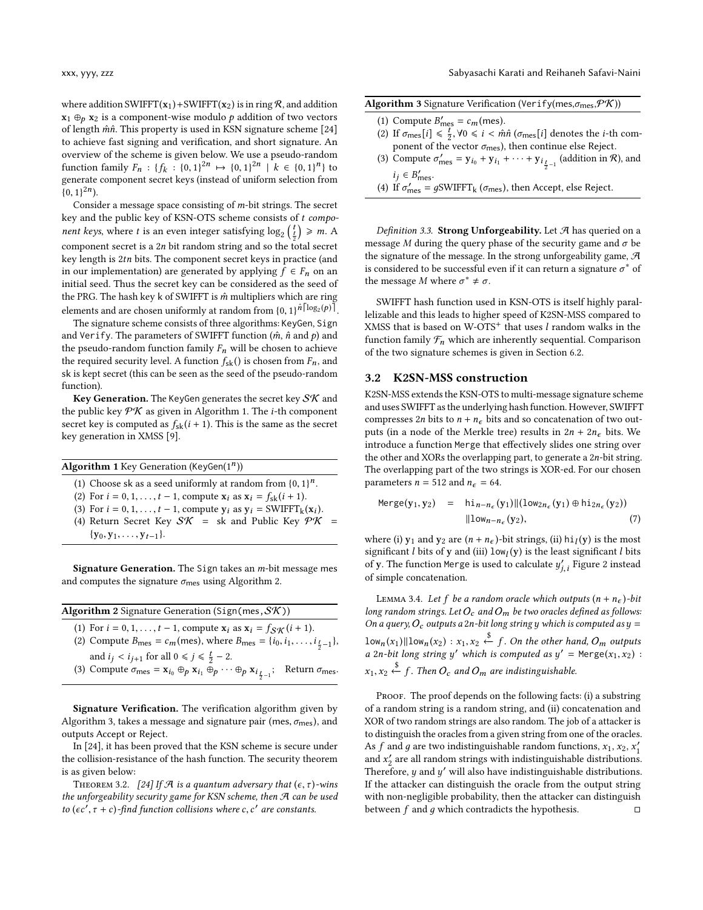where addition $\text{SWIFFT}(\mathbf{x}_1)+\text{SWIFFT}(\mathbf{x}_2)$ is in ring $\mathcal{R}$, and addition $\mathbf{x}_1 \oplus_p \mathbf{x}_2$ is a component-wise modulo $p$ addition of two vectors of length $\hat{m}\hat{n}$. This property is used in KSN signature scheme [24] to achieve fast signing and verification, and short signature. An overview of the scheme is given below. We use a pseudo-random function family $F_n : \{f_k : \{0,1\}^{2n} \mapsto \{0,1\}^{2n} \mid k \in \{0,1\}^n\}$ to generate component secret keys (instead of uniform selection from $\{0,1\}^{2n}$).

Consider a message space consisting of $m$-bit strings. The secret key and the public key of KSN-OTS scheme consists of $t$ *component keys*, where $t$ is an even integer satisfying $\log_2\binom{t}{\frac{t}{2}} \geqslant m$. A component secret is a $2n$ bit random string and so the total secret key length is $2tn$ bits. The component secret keys in practice (and in our implementation) are generated by applying $f \in F_n$ on an initial seed. Thus the secret key can be considered as the seed of the PRG. The hash key k of SWIFFT is $\hat{m}$ multipliers which are ring elements and are chosen uniformly at random from $\{0,1\}^{\hat{n}\lceil \log_2(p) \rceil}$.

The signature scheme consists of three algorithms: KeyGen, Sign and Verify. The parameters of SWIFFT function ($\hat{m}$, $\hat{n}$ and $p$) and the pseudo-random function family $F_n$ will be chosen to achieve the required security level. A function $f_{\text{sk}}()$ is chosen from $F_n$, and sk is kept secret (this can be seen as the seed of the pseudo-random function).

**Key Generation.** The KeyGen generates the secret key $\mathcal{SK}$ and the public key $\mathcal{PK}$ as given in Algorithm 1. The $i$-th component secret key is computed as $f_{\text{sk}}(i+1)$. This is the same as the secret key generation in XMSS [9].

**Algorithm 1** Key Generation (KeyGen($1^n$))

(1) Choose sk as a seed uniformly at random from $\{0,1\}^n$.
(2) For $i = 0, 1, \ldots, t-1$, compute $\mathbf{x}_i$ as $\mathbf{x}_i = f_{\text{sk}}(i+1)$.
(3) For $i = 0, 1, \ldots, t-1$, compute $\mathbf{y}_i$ as $\mathbf{y}_i = \text{SWIFFT}_{\text{k}}(\mathbf{x}_i)$.
(4) Return Secret Key $\mathcal{SK}$ = sk and Public Key $\mathcal{PK}$ = $\{\mathbf{y}_0, \mathbf{y}_1, \ldots, \mathbf{y}_{t-1}\}$.

**Signature Generation.** The Sign takes an $m$-bit message mes and computes the signature $\sigma_{\text{mes}}$ using Algorithm 2.

**Algorithm 2** Signature Generation (Sign(mes, $\mathcal{SK}$))

(1) For $i = 0, 1, \ldots, t-1$, compute $\mathbf{x}_i$ as $\mathbf{x}_i = f_{\mathcal{SK}}(i+1)$.
(2) Compute $B_{\text{mes}} = c_m(\text{mes})$, where $B_{\text{mes}} = \{i_0, i_1, \ldots, i_{\frac{t}{2}-1}\}$, and $i_j < i_{j+1}$ for all $0 \leqslant j \leqslant \frac{t}{2} - 2$.
(3) Compute $\sigma_{\text{mes}} = \mathbf{x}_{i_0} \oplus_p \mathbf{x}_{i_1} \oplus_p \cdots \oplus_p \mathbf{x}_{i_{\frac{t}{2}-1}}$; Return $\sigma_{\text{mes}}$.

**Signature Verification.** The verification algorithm given by Algorithm 3, takes a message and signature pair (mes, $\sigma_{\text{mes}}$), and outputs Accept or Reject.

In [24], it has been proved that the KSN scheme is secure under the collision-resistance of the hash function. The security theorem is as given below:

Theorem 3.2. *[24] If $\mathcal{A}$ is a quantum adversary that $(\epsilon, \tau)$-wins the unforgeability security game for KSN scheme, then $\mathcal{A}$ can be used to $(\epsilon c', \tau + c)$-find function collisions where $c, c'$ are constants.*

**Algorithm 3** Signature Verification (Verify(mes, $\sigma_{\text{mes}}$, $\mathcal{PK}$))

(1) Compute $B'_{\text{mes}} = c_m(\text{mes})$.
(2) If $\sigma_{\text{mes}}[i] \leqslant \frac{t}{2}, \forall 0 \leqslant i < \hat{m}\hat{n}$ ($\sigma_{\text{mes}}[i]$ denotes the $i$-th component of the vector $\sigma_{\text{mes}}$), then continue else Reject.
(3) Compute $\sigma'_{\text{mes}} = \mathbf{y}_{i_0} + \mathbf{y}_{i_1} + \cdots + \mathbf{y}_{i_{\frac{t}{2}-1}}$ (addition in $\mathcal{R}$), and $i_j \in B'_{\text{mes}}$.
(4) If $\sigma'_{\text{mes}} = g\text{SWIFFT}_{\text{k}}(\sigma_{\text{mes}})$, then Accept, else Reject.

*Definition 3.3.* **Strong Unforgeability.** Let $\mathcal{A}$ has queried on a message $M$ during the query phase of the security game and $\sigma$ be the signature of the message. In the strong unforgeability game, $\mathcal{A}$ is considered to be successful even if it can return a signature $\sigma^*$ of the message $M$ where $\sigma^* \neq \sigma$.

SWIFFT hash function used in KSN-OTS is itself highly parallelizable and this leads to higher speed of K2SN-MSS compared to XMSS that is based on W-OTS$^+$ that uses $l$ random walks in the function family $\mathcal{F}_n$ which are inherently sequential. Comparison of the two signature schemes is given in Section 6.2.

### 3.2 K2SN-MSS construction

K2SN-MSS extends the KSN-OTS to multi-message signature scheme and uses SWIFFT as the underlying hash function. However, SWIFFT compresses $2n$ bits to $n + n_\epsilon$ bits and so concatenation of two outputs (in a node of the Merkle tree) results in $2n + 2n_\epsilon$ bits. We introduce a function Merge that effectively slides one string over the other and XORs the overlapping part, to generate a $2n$-bit string. The overlapping part of the two strings is XOR-ed. For our chosen parameters $n = 512$ and $n_\epsilon = 64$.

$$\begin{aligned}\texttt{Merge}(\mathbf{y}_1, \mathbf{y}_2) \quad &= \quad \texttt{hi}_{n-n_\epsilon}(\mathbf{y}_1) \| (\texttt{low}_{2n_\epsilon}(\mathbf{y}_1) \oplus \texttt{hi}_{2n_\epsilon}(\mathbf{y}_2)) \\ &\quad\quad \| \texttt{low}_{n-n_\epsilon}(\mathbf{y}_2), \end{aligned} \tag{7}$$

where (i) $\mathbf{y}_1$ and $\mathbf{y}_2$ are $(n + n_\epsilon)$-bit strings, (ii) $\texttt{hi}_l(\mathbf{y})$ is the most significant $l$ bits of $\mathbf{y}$ and (iii) $\texttt{low}_l(\mathbf{y})$ is the least significant $l$ bits of $\mathbf{y}$. The function Merge is used to calculate $y'_{j,i}$ Figure 2 instead of simple concatenation.

Lemma 3.4. *Let $f$ be a random oracle which outputs $(n + n_\epsilon)$-bit long random strings. Let $O_c$ and $O_m$ be two oracles defined as follows: On a query, $O_c$ outputs a $2n$-bit long string $y$ which is computed as $y = \texttt{low}_n(x_1)\|\texttt{low}_n(x_2) : x_1, x_2 \xleftarrow{\$} f$. On the other hand, $O_m$ outputs a $2n$-bit long string $y'$ which is computed as $y' = \texttt{Merge}(x_1, x_2) : x_1, x_2 \xleftarrow{\$} f$. Then $O_c$ and $O_m$ are indistinguishable.*

Proof. The proof depends on the following facts: (i) a substring of a random string is a random string, and (ii) concatenation and XOR of two random strings are also random. The job of a attacker is to distinguish the oracles from a given string from one of the oracles. As $f$ and $g$ are two indistinguishable random functions, $x_1$, $x_2$, $x'_1$ and $x'_2$ are all random strings with indistinguishable distributions. Therefore, $y$ and $y'$ will also have indistinguishable distributions. If the attacker can distinguish the oracle from the output string with non-negligible probability, then the attacker can distinguish between $f$ and $g$ which contradicts the hypothesis. □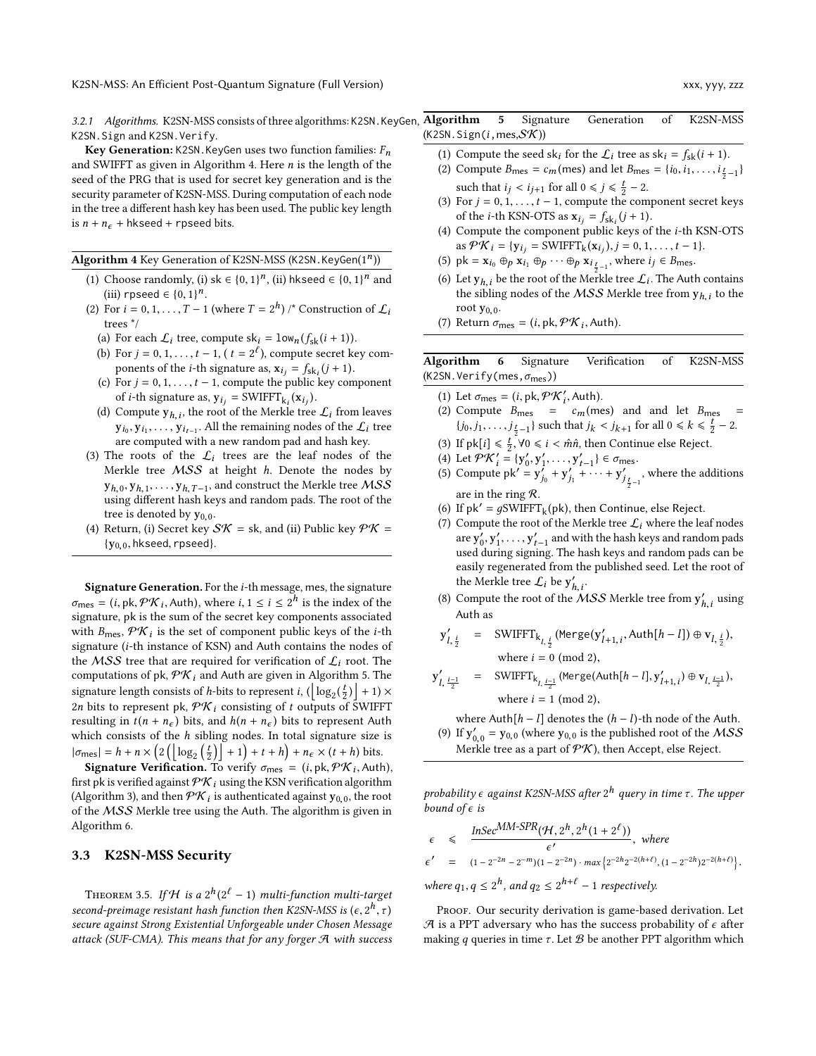#### 3.2.1 Algorithms.

K2SN-MSS consists of three algorithms: K2SN.KeyGen, K2SN.Sign and K2SN.Verify.

**Key Generation:** K2SN.KeyGen uses two function families: $F_n$ and SWIFFT as given in Algorithm 4. Here $n$ is the length of the seed of the PRG that is used for secret key generation and is the security parameter of K2SN-MSS. During computation of each node in the tree a different hash key has been used. The public key length is $n + n_\epsilon$ + hkseed + rpseed bits.

**Algorithm 4** Key Generation of K2SN-MSS (K2SN.KeyGen($1^n$))

1. Choose randomly, (i) $\mathsf{sk} \in \{0,1\}^n$, (ii) $\mathsf{hkseed} \in \{0,1\}^n$ and (iii) $\mathsf{rpseed} \in \{0,1\}^n$.
2. For $i = 0, 1, \ldots, T-1$ (where $T = 2^h$) /* Construction of $\mathcal{L}_i$ trees */
   (a) For each $\mathcal{L}_i$ tree, compute $\mathsf{sk}_i = \mathsf{low}_n(f_{\mathsf{sk}}(i+1))$.
   (b) For $j = 0, 1, \ldots, t-1$, ( $t = 2^\ell$), compute secret key components of the $i$-th signature as, $\mathbf{x}_{i_j} = f_{\mathsf{sk}_i}(j+1)$.
   (c) For $j = 0, 1, \ldots, t-1$, compute the public key component of $i$-th signature as, $\mathbf{y}_{i_j} = \mathrm{SWIFFT}_{\mathsf{k}_i}(\mathbf{x}_{i_j})$.
   (d) Compute $\mathbf{y}_{h,i}$, the root of the Merkle tree $\mathcal{L}_i$ from leaves $\mathbf{y}_{i_0}, \mathbf{y}_{i_1}, \ldots, \mathbf{y}_{i_{t-1}}$. All the remaining nodes of the $\mathcal{L}_i$ tree are computed with a new random pad and hash key.
3. The roots of the $\mathcal{L}_i$ trees are the leaf nodes of the Merkle tree $\mathcal{MSS}$ at height $h$. Denote the nodes by $\mathbf{y}_{h,0}, \mathbf{y}_{h,1}, \ldots, \mathbf{y}_{h,T-1}$, and construct the Merkle tree $\mathcal{MSS}$ using different hash keys and random pads. The root of the tree is denoted by $\mathbf{y}_{0,0}$.
4. Return, (i) Secret key $\mathcal{SK} = \mathsf{sk}$, and (ii) Public key $\mathcal{PK} = \{\mathbf{y}_{0,0}, \mathsf{hkseed}, \mathsf{rpseed}\}$.

**Signature Generation.** For the $i$-th message, mes, the signature $\sigma_{\mathsf{mes}} = (i, \mathsf{pk}, \mathcal{PK}_i, \mathsf{Auth})$, where $i, 1 \leq i \leq 2^h$ is the index of the signature, pk is the sum of the secret key components associated with $B_{\mathsf{mes}}$, $\mathcal{PK}_i$ is the set of component public keys of the $i$-th signature ($i$-th instance of KSN) and Auth contains the nodes of the $\mathcal{MSS}$ tree that are required for verification of $\mathcal{L}_i$ root. The computations of pk, $\mathcal{PK}_i$ and Auth are given in Algorithm 5. The signature length consists of $h$-bits to represent $i$, $(\lfloor \log_2(\frac{t}{2}) \rfloor + 1) \times 2n$ bits to represent pk, $\mathcal{PK}_i$ consisting of $t$ outputs of SWIFFT resulting in $t(n + n_\epsilon)$ bits, and $h(n + n_\epsilon)$ bits to represent Auth which consists of the $h$ sibling nodes. In total signature size is $|\sigma_{\mathsf{mes}}| = h + n \times \left(2\left(\left\lfloor \log_2\left(\frac{t}{2}\right)\right\rfloor + 1\right) + t + h\right) + n_\epsilon \times (t + h)$ bits.

**Signature Verification.** To verify $\sigma_{\mathsf{mes}} = (i, \mathsf{pk}, \mathcal{PK}_i, \mathsf{Auth})$, first pk is verified against $\mathcal{PK}_i$ using the KSN verification algorithm (Algorithm 3), and then $\mathcal{PK}_i$ is authenticated against $\mathbf{y}_{0,0}$, the root of the $\mathcal{MSS}$ Merkle tree using the Auth. The algorithm is given in Algorithm 6.

**Algorithm 5** Signature Generation of K2SN-MSS (K2SN.Sign($i$, mes,$\mathcal{SK}$))

1. Compute the seed $\mathsf{sk}_i$ for the $\mathcal{L}_i$ tree as $\mathsf{sk}_i = f_{\mathsf{sk}}(i+1)$.
2. Compute $B_{\mathsf{mes}} = c_m(\mathsf{mes})$ and let $B_{\mathsf{mes}} = \{i_0, i_1, \ldots, i_{\frac{t}{2}-1}\}$ such that $i_j < i_{j+1}$ for all $0 \leq j \leq \frac{t}{2} - 2$.
3. For $j = 0, 1, \ldots, t-1$, compute the component secret keys of the $i$-th KSN-OTS as $\mathbf{x}_{i_j} = f_{\mathsf{sk}_i}(j+1)$.
4. Compute the component public keys of the $i$-th KSN-OTS as $\mathcal{PK}_i = \{\mathbf{y}_{i_j} = \mathrm{SWIFFT}_{\mathsf{k}}(\mathbf{x}_{i_j}), j = 0, 1, \ldots, t-1\}$.
5. $\mathsf{pk} = \mathbf{x}_{i_0} \oplus_p \mathbf{x}_{i_1} \oplus_p \cdots \oplus_p \mathbf{x}_{i_{\frac{t}{2}-1}}$, where $i_j \in B_{\mathsf{mes}}$.
6. Let $\mathbf{y}_{h,i}$ be the root of the Merkle tree $\mathcal{L}_i$. The Auth contains the sibling nodes of the $\mathcal{MSS}$ Merkle tree from $\mathbf{y}_{h,i}$ to the root $\mathbf{y}_{0,0}$.
7. Return $\sigma_{\mathsf{mes}} = (i, \mathsf{pk}, \mathcal{PK}_i, \mathsf{Auth})$.

**Algorithm 6** Signature Verification of K2SN-MSS (K2SN.Verify(mes, $\sigma_{\mathsf{mes}}$))

1. Let $\sigma_{\mathsf{mes}} = (i, \mathsf{pk}, \mathcal{PK}'_i, \mathsf{Auth})$.
2. Compute $B_{\mathsf{mes}} = c_m(\mathsf{mes})$ and and let $B_{\mathsf{mes}} = \{j_0, j_1, \ldots, j_{\frac{t}{2}-1}\}$ such that $j_k < j_{k+1}$ for all $0 \leq k \leq \frac{t}{2} - 2$.
3. If $\mathsf{pk}[i] \leq \frac{t}{2}, \forall 0 \leq i < \hat{m}\hat{n}$, then Continue else Reject.
4. Let $\mathcal{PK}'_i = \{\mathbf{y}'_0, \mathbf{y}'_1, \ldots, \mathbf{y}'_{t-1}\} \in \sigma_{\mathsf{mes}}$.
5. Compute $\mathsf{pk}' = \mathbf{y}'_{j_0} + \mathbf{y}'_{j_1} + \cdots + \mathbf{y}'_{j_{\frac{t}{2}-1}}$, where the additions are in the ring $\mathcal{R}$.
6. If $\mathsf{pk}' = g\mathrm{SWIFFT}_{\mathsf{k}}(\mathsf{pk})$, then Continue, else Reject.
7. Compute the root of the Merkle tree $\mathcal{L}_i$ where the leaf nodes are $\mathbf{y}'_0, \mathbf{y}'_1, \ldots, \mathbf{y}'_{t-1}$ and with the hash keys and random pads used during signing. The hash keys and random pads can be easily regenerated from the published seed. Let the root of the Merkle tree $\mathcal{L}_i$ be $\mathbf{y}'_{h,i}$.
8. Compute the root of the $\mathcal{MSS}$ Merkle tree from $\mathbf{y}'_{h,i}$ using Auth as
$$\mathbf{y}'_{l,\frac{i}{2}} = \mathrm{SWIFFT}_{\mathsf{k}_{l,\frac{i}{2}}}(\mathtt{Merge}(\mathbf{y}'_{l+1,i}, \mathsf{Auth}[h-l]) \oplus \mathbf{v}_{l,\frac{i}{2}}),$$
where $i = 0 \pmod 2$,
$$\mathbf{y}'_{l,\frac{i-1}{2}} = \mathrm{SWIFFT}_{\mathsf{k}_{l,\frac{i-1}{2}}}(\mathtt{Merge}(\mathsf{Auth}[h-l], \mathbf{y}'_{l+1,i}) \oplus \mathbf{v}_{l,\frac{i-1}{2}}),$$
where $i = 1 \pmod 2$,
where $\mathsf{Auth}[h-l]$ denotes the $(h-l)$-th node of the Auth.
9. If $\mathbf{y}'_{0,0} = \mathbf{y}_{0,0}$ (where $\mathbf{y}_{0,0}$ is the published root of the $\mathcal{MSS}$ Merkle tree as a part of $\mathcal{PK}$), then Accept, else Reject.

### 3.3 K2SN-MSS Security

Theorem 3.5. *If $\mathcal{H}$ is a $2^h(2^\ell - 1)$ multi-function multi-target second-preimage resistant hash function then K2SN-MSS is $(\epsilon, 2^h, \tau)$ secure against Strong Existential Unforgeable under Chosen Message attack (SUF-CMA). This means that for any forger $\mathcal{A}$ with success probability $\epsilon$ against K2SN-MSS after $2^h$ query in time $\tau$. The upper bound of $\epsilon$ is*

$$\epsilon \leq \frac{\mathit{InSec}^{\mathit{MM\text{-}SPR}}(\mathcal{H}, 2^h, 2^h(1+2^\ell))}{\epsilon'}, \text{ where}$$
$$\epsilon' = (1 - 2^{-2n} - 2^{-m})(1 - 2^{-2n}) \cdot \max\left\{2^{-2h}2^{-2(h+\ell)}, (1 - 2^{-2h})2^{-2(h+\ell)}\right\}.$$

*where $q_1, q \leq 2^h$, and $q_2 \leq 2^{h+\ell} - 1$ respectively.*

Proof. Our security derivation is game-based derivation. Let $\mathcal{A}$ is a PPT adversary who has the success probability of $\epsilon$ after making $q$ queries in time $\tau$. Let $\mathcal{B}$ be another PPT algorithm which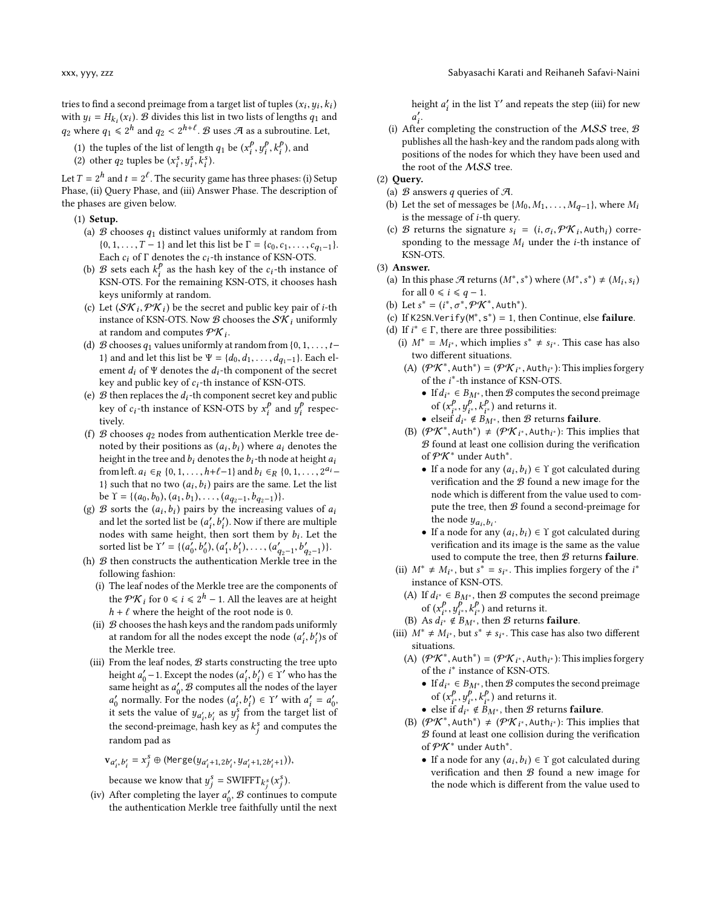tries to find a second preimage from a target list of tuples $(x_i, y_i, k_i)$ with $y_i = H_{k_i}(x_i)$. $\mathcal{B}$ divides this list in two lists of lengths $q_1$ and $q_2$ where $q_1 \leqslant 2^h$ and $q_2 < 2^{h+\ell}$. $\mathcal{B}$ uses $\mathcal{A}$ as a subroutine. Let,

(1) the tuples of the list of length $q_1$ be $(x_i^p, y_i^p, k_i^p)$, and
(2) other $q_2$ tuples be $(x_i^s, y_i^s, k_i^s)$.

Let $T = 2^h$ and $t = 2^\ell$. The security game has three phases: (i) Setup Phase, (ii) Query Phase, and (iii) Answer Phase. The description of the phases are given below.

(1) **Setup.**
  (a) $\mathcal{B}$ chooses $q_1$ distinct values uniformly at random from $\{0, 1, \ldots, T-1\}$ and let this list be $\Gamma = \{c_0, c_1, \ldots, c_{q_1-1}\}$. Each $c_i$ of $\Gamma$ denotes the $c_i$-th instance of KSN-OTS.
  (b) $\mathcal{B}$ sets each $k_i^p$ as the hash key of the $c_i$-th instance of KSN-OTS. For the remaining KSN-OTS, it chooses hash keys uniformly at random.
  (c) Let $(\mathcal{SK}_i, \mathcal{PK}_i)$ be the secret and public key pair of $i$-th instance of KSN-OTS. Now $\mathcal{B}$ chooses the $\mathcal{SK}_i$ uniformly at random and computes $\mathcal{PK}_i$.
  (d) $\mathcal{B}$ chooses $q_1$ values uniformly at random from $\{0, 1, \ldots, t-1\}$ and and let this list be $\Psi = \{d_0, d_1, \ldots, d_{q_1-1}\}$. Each element $d_i$ of $\Psi$ denotes the $d_i$-th component of the secret key and public key of $c_i$-th instance of KSN-OTS.
  (e) $\mathcal{B}$ then replaces the $d_i$-th component secret key and public key of $c_i$-th instance of KSN-OTS by $x_i^p$ and $y_i^p$ respectively.
  (f) $\mathcal{B}$ chooses $q_2$ nodes from authentication Merkle tree denoted by their positions as $(a_i, b_i)$ where $a_i$ denotes the height in the tree and $b_i$ denotes the $b_i$-th node at height $a_i$ from left. $a_i \in_R \{0, 1, \ldots, h+\ell-1\}$ and $b_i \in_R \{0, 1, \ldots, 2^{a_i} - 1\}$ such that no two $(a_i, b_i)$ pairs are the same. Let the list be $\Upsilon = \{(a_0, b_0), (a_1, b_1), \ldots, (a_{q_2-1}, b_{q_2-1})\}$.
  (g) $\mathcal{B}$ sorts the $(a_i, b_i)$ pairs by the increasing values of $a_i$ and let the sorted list be $(a_i', b_i')$. Now if there are multiple nodes with same height, then sort them by $b_i$. Let the sorted list be $\Upsilon' = \{(a_0', b_0'), (a_1', b_1'), \ldots, (a_{q_2-1}', b_{q_2-1}')\}$.
  (h) $\mathcal{B}$ then constructs the authentication Merkle tree in the following fashion:
    (i) The leaf nodes of the Merkle tree are the components of the $\mathcal{PK}_i$ for $0 \leqslant i \leqslant 2^h - 1$. All the leaves are at height $h + \ell$ where the height of the root node is 0.
    (ii) $\mathcal{B}$ chooses the hash keys and the random pads uniformly at random for all the nodes except the node $(a_i', b_i')$s of the Merkle tree.
    (iii) From the leaf nodes, $\mathcal{B}$ starts constructing the tree upto height $a_0' - 1$. Except the nodes $(a_i', b_i') \in \Upsilon'$ who has the same height as $a_0'$, $\mathcal{B}$ computes all the nodes of the layer $a_0'$ normally. For the nodes $(a_i', b_i') \in \Upsilon'$ with $a_i' = a_0'$, it sets the value of $y_{a_i', b_i'}$ as $y_j^s$ from the target list of the second-preimage, hash key as $k_j^s$ and computes the random pad as

$$\mathbf{v}_{a_i', b_i'} = x_j^s \oplus (\mathtt{Merge}(y_{a_i'+1, 2b_i'}, y_{a_i'+1, 2b_i'+1})),$$

    because we know that $y_j^s = \text{SWIFFT}_{k_j^s}(x_j^s)$.
    (iv) After completing the layer $a_0'$, $\mathcal{B}$ continues to compute the authentication Merkle tree faithfully until the next height $a_i'$ in the list $\Upsilon'$ and repeats the step (iii) for new $a_i'$.
  (i) After completing the construction of the $\mathcal{MSS}$ tree, $\mathcal{B}$ publishes all the hash-key and the random pads along with positions of the nodes for which they have been used and the root of the $\mathcal{MSS}$ tree.

(2) **Query.**
  (a) $\mathcal{B}$ answers $q$ queries of $\mathcal{A}$.
  (b) Let the set of messages be $\{M_0, M_1, \ldots, M_{q-1}\}$, where $M_i$ is the message of $i$-th query.
  (c) $\mathcal{B}$ returns the signature $s_i = (i, \sigma_i, \mathcal{PK}_i, \mathtt{Auth}_i)$ corresponding to the message $M_i$ under the $i$-th instance of KSN-OTS.

(3) **Answer.**
  (a) In this phase $\mathcal{A}$ returns $(M^*, s^*)$ where $(M^*, s^*) \neq (M_i, s_i)$ for all $0 \leqslant i \leqslant q-1$.
  (b) Let $s^* = (i^*, \sigma^*, \mathcal{PK}^*, \mathtt{Auth}^*)$.
  (c) If $\mathtt{K2SN.Verify(M^*, s^*)} = 1$, then Continue, else **failure**.
  (d) If $i^* \in \Gamma$, there are three possibilities:
    (i) $M^* = M_{i^*}$, which implies $s^* \neq s_{i^*}$. This case has also two different situations.
      (A) $(\mathcal{PK}^*, \mathtt{Auth}^*) = (\mathcal{PK}_{i^*}, \mathtt{Auth}_{i^*})$: This implies forgery of the $i^*$-th instance of KSN-OTS.
        - If $d_{i^*} \in B_{M^*}$, then $\mathcal{B}$ computes the second preimage of $(x_{i^*}^p, y_{i^*}^p, k_{i^*}^p)$ and returns it.
        - elseif $d_{i^*} \notin B_{M^*}$, then $\mathcal{B}$ returns **failure**.
      (B) $(\mathcal{PK}^*, \mathtt{Auth}^*) \neq (\mathcal{PK}_{i^*}, \mathtt{Auth}_{i^*})$: This implies that $\mathcal{B}$ found at least one collision during the verification of $\mathcal{PK}^*$ under $\mathtt{Auth}^*$.
        - If a node for any $(a_i, b_i) \in \Upsilon$ got calculated during verification and the $\mathcal{B}$ found a new image for the node which is different from the value used to compute the tree, then $\mathcal{B}$ found a second-preimage for the node $y_{a_i, b_i}$.
        - If a node for any $(a_i, b_i) \in \Upsilon$ got calculated during verification and its image is the same as the value used to compute the tree, then $\mathcal{B}$ returns **failure**.
    (ii) $M^* \neq M_{i^*}$, but $s^* = s_{i^*}$. This implies forgery of the $i^*$ instance of KSN-OTS.
      (A) If $d_{i^*} \in B_{M^*}$, then $\mathcal{B}$ computes the second preimage of $(x_{i^*}^p, y_{i^*}^p, k_{i^*}^p)$ and returns it.
      (B) As $d_{i^*} \notin B_{M^*}$, then $\mathcal{B}$ returns **failure**.
    (iii) $M^* \neq M_{i^*}$, but $s^* \neq s_{i^*}$. This case has also two different situations.
      (A) $(\mathcal{PK}^*, \mathtt{Auth}^*) = (\mathcal{PK}_{i^*}, \mathtt{Auth}_{i^*})$: This implies forgery of the $i^*$ instance of KSN-OTS.
        - If $d_{i^*} \in B_{M^*}$, then $\mathcal{B}$ computes the second preimage of $(x_{i^*}^p, y_{i^*}^p, k_{i^*}^p)$ and returns it.
        - else if $d_{i^*} \notin B_{M^*}$, then $\mathcal{B}$ returns **failure**.
      (B) $(\mathcal{PK}^*, \mathtt{Auth}^*) \neq (\mathcal{PK}_{i^*}, \mathtt{Auth}_{i^*})$: This implies that $\mathcal{B}$ found at least one collision during the verification of $\mathcal{PK}^*$ under $\mathtt{Auth}^*$.
        - If a node for any $(a_i, b_i) \in \Upsilon$ got calculated during verification and then $\mathcal{B}$ found a new image for the node which is different from the value used to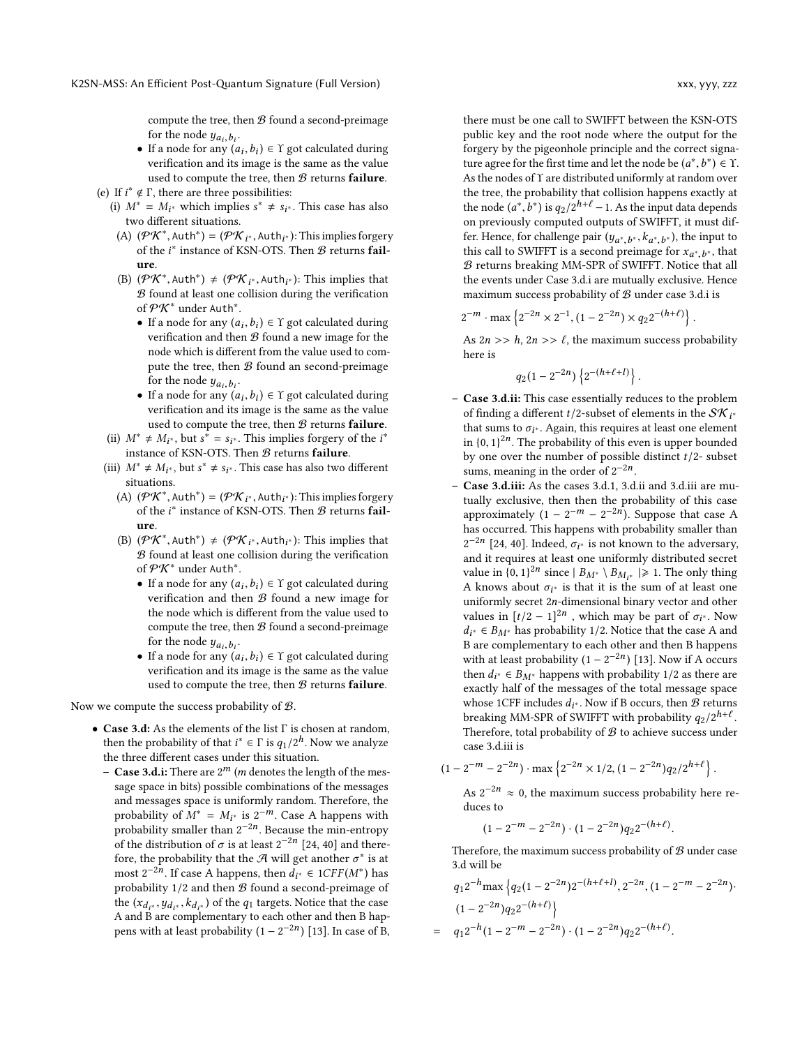compute the tree, then $\mathcal{B}$ found a second-preimage for the node $y_{a_i,b_i}$.

- If a node for any $(a_i, b_i) \in \Upsilon$ got calculated during verification and its image is the same as the value used to compute the tree, then $\mathcal{B}$ returns **failure**.

(e) If $i^* \notin \Gamma$, there are three possibilities:

(i) $M^* = M_{i^*}$ which implies $s^* \neq s_{i^*}$. This case has also two different situations.

(A) $(\mathcal{PK}^*, \mathtt{Auth}^*) = (\mathcal{PK}_{i^*}, \mathtt{Auth}_{i^*})$: This implies forgery of the $i^*$ instance of KSN-OTS. Then $\mathcal{B}$ returns **failure**.

(B) $(\mathcal{PK}^*, \mathtt{Auth}^*) \neq (\mathcal{PK}_{i^*}, \mathtt{Auth}_{i^*})$: This implies that $\mathcal{B}$ found at least one collision during the verification of $\mathcal{PK}^*$ under $\mathtt{Auth}^*$.

- If a node for any $(a_i, b_i) \in \Upsilon$ got calculated during verification and then $\mathcal{B}$ found a new image for the node which is different from the value used to compute the tree, then $\mathcal{B}$ found an second-preimage for the node $y_{a_i,b_i}$.
- If a node for any $(a_i, b_i) \in \Upsilon$ got calculated during verification and its image is the same as the value used to compute the tree, then $\mathcal{B}$ returns **failure**.

(ii) $M^* \neq M_{i^*}$, but $s^* = s_{i^*}$. This implies forgery of the $i^*$ instance of KSN-OTS. Then $\mathcal{B}$ returns **failure**.

(iii) $M^* \neq M_{i^*}$, but $s^* \neq s_{i^*}$. This case has also two different situations.

(A) $(\mathcal{PK}^*, \mathtt{Auth}^*) = (\mathcal{PK}_{i^*}, \mathtt{Auth}_{i^*})$: This implies forgery of the $i^*$ instance of KSN-OTS. Then $\mathcal{B}$ returns **failure**.

(B) $(\mathcal{PK}^*, \mathtt{Auth}^*) \neq (\mathcal{PK}_{i^*}, \mathtt{Auth}_{i^*})$: This implies that $\mathcal{B}$ found at least one collision during the verification of $\mathcal{PK}^*$ under $\mathtt{Auth}^*$.

- If a node for any $(a_i, b_i) \in \Upsilon$ got calculated during verification and then $\mathcal{B}$ found a new image for the node which is different from the value used to compute the tree, then $\mathcal{B}$ found a second-preimage for the node $y_{a_i,b_i}$.
- If a node for any $(a_i, b_i) \in \Upsilon$ got calculated during verification and its image is the same as the value used to compute the tree, then $\mathcal{B}$ returns **failure**.

Now we compute the success probability of $\mathcal{B}$.

- **Case 3.d:** As the elements of the list $\Gamma$ is chosen at random, then the probability of that $i^* \in \Gamma$ is $q_1/2^h$. Now we analyze the three different cases under this situation.
  - **Case 3.d.i:** There are $2^m$ ($m$ denotes the length of the message space in bits) possible combinations of the messages and messages space is uniformly random. Therefore, the probability of $M^* = M_{i^*}$ is $2^{-m}$. Case A happens with probability smaller than $2^{-2n}$. Because the min-entropy of the distribution of $\sigma$ is at least $2^{-2n}$ [24, 40] and therefore, the probability that the $\mathcal{A}$ will get another $\sigma^*$ is at most $2^{-2n}$. If case A happens, then $d_{i^*} \in 1CFF(M^*)$ has probability $1/2$ and then $\mathcal{B}$ found a second-preimage of the $(x_{d_{i^*}}, y_{d_{i^*}}, k_{d_{i^*}})$ of the $q_1$ targets. Notice that the case A and B are complementary to each other and then B happens with at least probability $(1 - 2^{-2n})$ [13]. In case of B, there must be one call to SWIFFT between the KSN-OTS public key and the root node where the output for the forgery by the pigeonhole principle and the correct signature agree for the first time and let the node be $(a^*, b^*) \in \Upsilon$. As the nodes of $\Upsilon$ are distributed uniformly at random over the tree, the probability that collision happens exactly at the node $(a^*, b^*)$ is $q_2/2^{h+\ell} - 1$. As the input data depends on previously computed outputs of SWIFFT, it must differ. Hence, for challenge pair $(y_{a^*,b^*}, k_{a^*,b^*})$, the input to this call to SWIFFT is a second preimage for $x_{a^*,b^*}$, that $\mathcal{B}$ returns breaking MM-SPR of SWIFFT. Notice that all the events under Case 3.d.i are mutually exclusive. Hence maximum success probability of $\mathcal{B}$ under case 3.d.i is

$$2^{-m} \cdot \max\left\{2^{-2n} \times 2^{-1}, (1 - 2^{-2n}) \times q_2 2^{-(h+\ell)}\right\}.$$

  As $2n >> h$, $2n >> \ell$, the maximum success probability here is

$$q_2(1 - 2^{-2n})\left\{2^{-(h+\ell+l)}\right\}.$$

  - **Case 3.d.ii:** This case essentially reduces to the problem of finding a different $t/2$-subset of elements in the $\mathcal{SK}_{i^*}$ that sums to $\sigma_{i^*}$. Again, this requires at least one element in $\{0,1\}^{2n}$. The probability of this even is upper bounded by one over the number of possible distinct $t/2$- subset sums, meaning in the order of $2^{-2n}$.
  - **Case 3.d.iii:** As the cases 3.d.1, 3.d.ii and 3.d.iii are mutually exclusive, then then the probability of this case approximately $(1 - 2^{-m} - 2^{-2n})$. Suppose that case A has occurred. This happens with probability smaller than $2^{-2n}$ [24, 40]. Indeed, $\sigma_{i^*}$ is not known to the adversary, and it requires at least one uniformly distributed secret value in $\{0,1\}^{2n}$ since $|B_{M^*} \setminus B_{M_{i^*}}| \geqslant 1$. The only thing A knows about $\sigma_{i^*}$ is that it is the sum of at least one uniformly secret $2n$-dimensional binary vector and other values in $[t/2 - 1]^{2n}$ , which may be part of $\sigma_{i^*}$. Now $d_{i^*} \in B_{M^*}$ has probability $1/2$. Notice that the case A and B are complementary to each other and then B happens with at least probability $(1 - 2^{-2n})$ [13]. Now if A occurs then $d_{i^*} \in B_{M^*}$ happens with probability $1/2$ as there are exactly half of the messages of the total message space whose 1CFF includes $d_{i^*}$. Now if B occurs, then $\mathcal{B}$ returns breaking MM-SPR of SWIFFT with probability $q_2/2^{h+\ell}$. Therefore, total probability of $\mathcal{B}$ to achieve success under case 3.d.iii is

$$(1 - 2^{-m} - 2^{-2n}) \cdot \max\left\{2^{-2n} \times 1/2, (1 - 2^{-2n})q_2/2^{h+\ell}\right\}.$$

  As $2^{-2n} \approx 0$, the maximum success probability here reduces to

$$(1 - 2^{-m} - 2^{-2n}) \cdot (1 - 2^{-2n})q_2 2^{-(h+\ell)}.$$

  Therefore, the maximum success probability of $\mathcal{B}$ under case 3.d will be

$$\begin{aligned}
& q_1 2^{-h} \max\left\{q_2(1 - 2^{-2n})2^{-(h+\ell+l)}, 2^{-2n}, (1 - 2^{-m} - 2^{-2n}) \cdot \right. \\
& \left. (1 - 2^{-2n})q_2 2^{-(h+\ell)}\right\} \\
= \;& q_1 2^{-h}(1 - 2^{-m} - 2^{-2n}) \cdot (1 - 2^{-2n})q_2 2^{-(h+\ell)}.
\end{aligned}$$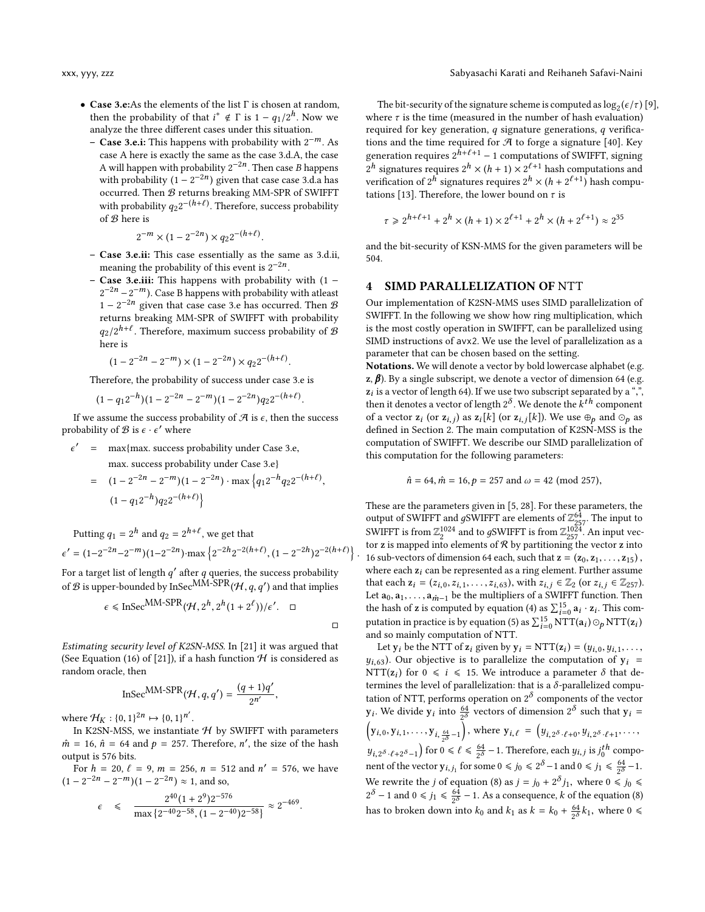- **Case 3.e:** As the elements of the list $\Gamma$ is chosen at random, then the probability of that $i^* \notin \Gamma$ is $1 - q_1/2^h$. Now we analyze the three different cases under this situation.
  - **Case 3.e.i:** This happens with probability with $2^{-m}$. As case A here is exactly the same as the case 3.d.A, the case A will happen with probability $2^{-2n}$. Then case $B$ happens with probability $(1 - 2^{-2n})$ given that case case 3.d.a has occurred. Then $\mathcal{B}$ returns breaking MM-SPR of SWIFFT with probability $q_2 2^{-(h+\ell)}$. Therefore, success probability of $\mathcal{B}$ here is
$$2^{-m} \times (1 - 2^{-2n}) \times q_2 2^{-(h+\ell)}.$$
  - **Case 3.e.ii:** This case essentially as the same as 3.d.ii, meaning the probability of this event is $2^{-2n}$.
  - **Case 3.e.iii:** This happens with probability with $(1 - 2^{-2n} - 2^{-m})$. Case B happens with probability with atleast $1 - 2^{-2n}$ given that case case 3.e has occurred. Then $\mathcal{B}$ returns breaking MM-SPR of SWIFFT with probability $q_2/2^{h+\ell}$. Therefore, maximum success probability of $\mathcal{B}$ here is
$$(1 - 2^{-2n} - 2^{-m}) \times (1 - 2^{-2n}) \times q_2 2^{-(h+\ell)}.$$

  Therefore, the probability of success under case 3.e is
$$(1 - q_1 2^{-h})(1 - 2^{-2n} - 2^{-m})(1 - 2^{-2n}) q_2 2^{-(h+\ell)}.$$

If we assume the success probability of $\mathcal{A}$ is $\epsilon$, then the success probability of $\mathcal{B}$ is $\epsilon \cdot \epsilon'$ where

$$\begin{aligned}
\epsilon' &= \max\{\text{max. success probability under Case 3.e}, \\
&\quad\ \text{max. success probability under Case 3.e}\} \\
&= (1 - 2^{-2n} - 2^{-m})(1 - 2^{-2n}) \cdot \max\left\{q_1 2^{-h} q_2 2^{-(h+\ell)},\right. \\
&\quad\ \left.(1 - q_1 2^{-h}) q_2 2^{-(h+\ell)}\right\}
\end{aligned}$$

Putting $q_1 = 2^h$ and $q_2 = 2^{h+\ell}$, we get that

$$\epsilon' = (1-2^{-2n}-2^{-m})(1-2^{-2n}) \cdot \max\left\{2^{-2h} 2^{-2(h+\ell)}, (1-2^{-2h}) 2^{-2(h+\ell)}\right\}.$$

For a target list of length $q'$ after $q$ queries, the success probability of $\mathcal{B}$ is upper-bounded by $\text{InSec}^{\text{MM-SPR}}(\mathcal{H}, q, q')$ and that implies

$$\epsilon \leqslant \text{InSec}^{\text{MM-SPR}}(\mathcal{H}, 2^h, 2^h(1 + 2^\ell))/\epsilon'. \quad \square$$

$\square$

*Estimating security level of K2SN-MSS.* In [21] it was argued that (See Equation (16) of [21]), if a hash function $\mathcal{H}$ is considered as random oracle, then

$$\text{InSec}^{\text{MM-SPR}}(\mathcal{H}, q, q') = \frac{(q + 1)q'}{2^{n'}},$$

where $\mathcal{H}_K : \{0, 1\}^{2n} \mapsto \{0, 1\}^{n'}$.

In K2SN-MSS, we instantiate $\mathcal{H}$ by SWIFFT with parameters $\hat{m} = 16$, $\hat{n} = 64$ and $p = 257$. Therefore, $n'$, the size of the hash output is 576 bits.

For $h = 20$, $\ell = 9$, $m = 256$, $n = 512$ and $n' = 576$, we have $(1 - 2^{-2n} - 2^{-m})(1 - 2^{-2n}) \approx 1$, and so,

$$\epsilon \quad \leqslant \quad \frac{2^{40}(1 + 2^9)2^{-576}}{\max\{2^{-40}2^{-58}, (1 - 2^{-40})2^{-58}\}} \approx 2^{-469}.$$

The bit-security of the signature scheme is computed as $\log_2(\epsilon/\tau)$ [9], where $\tau$ is the time (measured in the number of hash evaluation) required for key generation, $q$ signature generations, $q$ verifications and the time required for $\mathcal{A}$ to forge a signature [40]. Key generation requires $2^{h+\ell+1} - 1$ computations of SWIFFT, signing $2^h$ signatures requires $2^h \times (h + 1) \times 2^{\ell+1}$ hash computations and verification of $2^h$ signatures requires $2^h \times (h + 2^{\ell+1})$ hash computations [13]. Therefore, the lower bound on $\tau$ is

$$\tau \geqslant 2^{h+\ell+1} + 2^h \times (h + 1) \times 2^{\ell+1} + 2^h \times (h + 2^{\ell+1}) \approx 2^{35}$$

and the bit-security of KSN-MMS for the given parameters will be 504.

## 4 SIMD PARALLELIZATION OF NTT

Our implementation of K2SN-MMS uses SIMD parallelization of SWIFFT. In the following we show how ring multiplication, which is the most costly operation in SWIFFT, can be parallelized using SIMD instructions of avx2. We use the level of parallelization as a parameter that can be chosen based on the setting.

**Notations.** We will denote a vector by bold lowercase alphabet (e.g. $\mathbf{z}$, $\boldsymbol{\beta}$). By a single subscript, we denote a vector of dimension 64 (e.g. $\mathbf{z}_i$ is a vector of length 64). If we use two subscript separated by a ",", then it denotes a vector of length $2^\delta$. We denote the $k^{th}$ component of a vector $\mathbf{z}_i$ (or $\mathbf{z}_{i,j}$) as $\mathbf{z}_i[k]$ (or $\mathbf{z}_{i,j}[k]$). We use $\oplus_p$ and $\odot_p$ as defined in Section 2. The main computation of K2SN-MSS is the computation of SWIFFT. We describe our SIMD parallelization of this computation for the following parameters:

$$\hat{n} = 64, \hat{m} = 16, p = 257 \text{ and } \omega = 42 \pmod{257},$$

These are the parameters given in [5, 28]. For these parameters, the output of SWIFFT and $g$SWIFFT are elements of $\mathbb{Z}_{257}^{64}$. The input to SWIFFT is from $\mathbb{Z}_2^{1024}$ and to $g$SWIFFT is from $\mathbb{Z}_{257}^{1024}$. An input vector $\mathbf{z}$ is mapped into elements of $\mathcal{R}$ by partitioning the vector $\mathbf{z}$ into 16 sub-vectors of dimension 64 each, such that $\mathbf{z} = (\mathbf{z}_0, \mathbf{z}_1, \ldots, \mathbf{z}_{15})$, where each $\mathbf{z}_i$ can be represented as a ring element. Further assume that each $\mathbf{z}_i = (z_{i,0}, z_{i,1}, \ldots, z_{i,63})$, with $z_{i,j} \in \mathbb{Z}_2$ (or $z_{i,j} \in \mathbb{Z}_{257}$). Let $\mathbf{a}_0, \mathbf{a}_1, \ldots, \mathbf{a}_{\hat{m}-1}$ be the multipliers of a SWIFFT function. Then the hash of $\mathbf{z}$ is computed by equation (4) as $\sum_{i=0}^{15} \mathbf{a}_i \cdot \mathbf{z}_i$. This computation in practice is by equation (5) as $\sum_{i=0}^{15} \text{NTT}(\mathbf{a}_i) \odot_p \text{NTT}(\mathbf{z}_i)$ and so mainly computation of NTT.

Let $\mathbf{y}_i$ be the NTT of $\mathbf{z}_i$ given by $\mathbf{y}_i = \text{NTT}(\mathbf{z}_i) = (y_{i,0}, y_{i,1}, \ldots, y_{i,63})$. Our objective is to parallelize the computation of $\mathbf{y}_i = \text{NTT}(\mathbf{z}_i)$ for $0 \leqslant i \leqslant 15$. We introduce a parameter $\delta$ that determines the level of parallelization: that is a $\delta$-parallelized computation of NTT, performs operation on $2^\delta$ components of the vector $\mathbf{y}_i$. We divide $\mathbf{y}_i$ into $\frac{64}{2^\delta}$ vectors of dimension $2^\delta$ such that $\mathbf{y}_i = \left(\mathbf{y}_{i,0}, \mathbf{y}_{i,1}, \ldots, \mathbf{y}_{i,\frac{64}{2^\delta}-1}\right)$, where $\mathbf{y}_{i,\ell} = \left(y_{i,2^\delta\cdot\ell+0}, y_{i,2^\delta\cdot\ell+1}, \ldots, y_{i,2^\delta\cdot\ell+2^\delta-1}\right)$ for $0 \leqslant \ell \leqslant \frac{64}{2^\delta} - 1$. Therefore, each $y_{i,j}$ is $j_0^{th}$ component of the vector $\mathbf{y}_{i,j_1}$ for some $0 \leqslant j_0 \leqslant 2^\delta - 1$ and $0 \leqslant j_1 \leqslant \frac{64}{2^\delta} - 1$. We rewrite the $j$ of equation (8) as $j = j_0 + 2^\delta j_1$, where $0 \leqslant j_0 \leqslant 2^\delta - 1$ and $0 \leqslant j_1 \leqslant \frac{64}{2^\delta} - 1$. As a consequence, $k$ of the equation (8) has to broken down into $k_0$ and $k_1$ as $k = k_0 + \frac{64}{2^\delta} k_1$, where $0 \leqslant$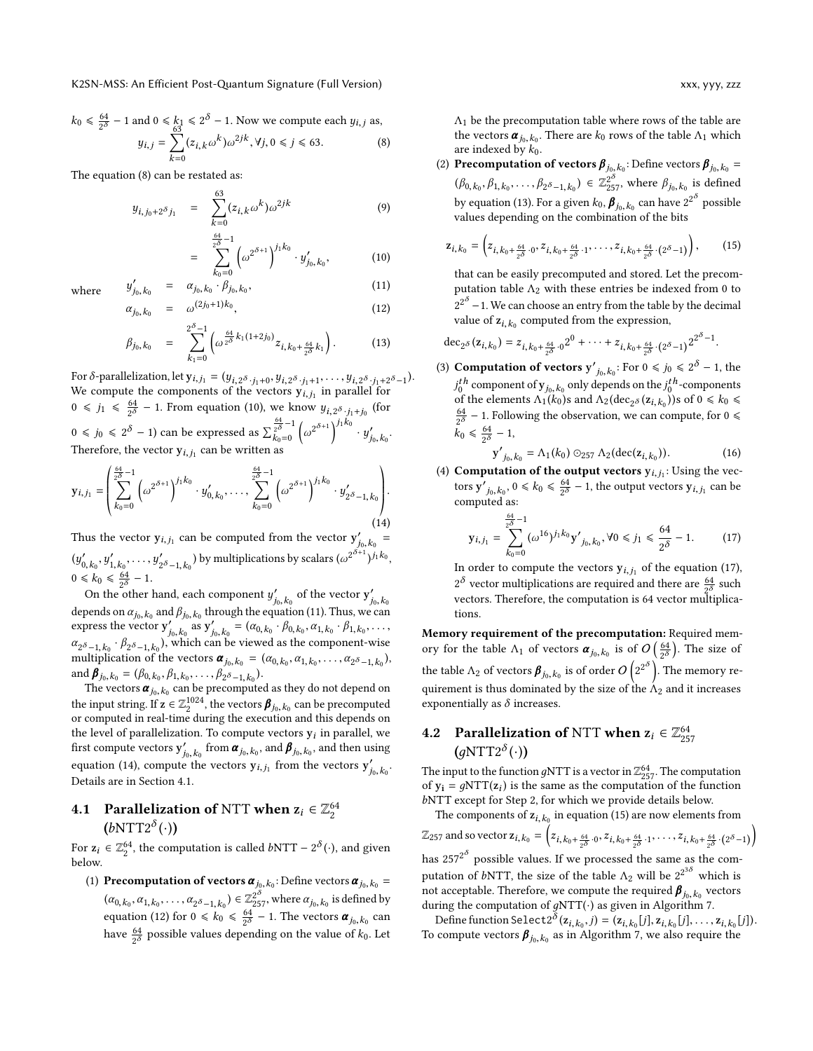$k_0 \leqslant \frac{64}{2^\delta} - 1$ and $0 \leqslant k_1 \leqslant 2^\delta - 1$. Now we compute each $y_{i,j}$ as,

$$y_{i,j} = \sum_{k=0}^{63} (z_{i,k}\omega^k)\omega^{2jk}, \forall j, 0 \leqslant j \leqslant 63. \tag{8}$$

The equation (8) can be restated as:

$$y_{i,j_0+2^\delta j_1} = \sum_{k=0}^{63} (z_{i,k}\omega^k)\omega^{2jk} \tag{9}$$

$$= \sum_{k_0=0}^{\frac{64}{2^\delta}-1} \left(\omega^{2^{\delta+1}}\right)^{j_1 k_0} \cdot y'_{j_0,k_0}, \tag{10}$$

where

$$y'_{j_0,k_0} = \alpha_{j_0,k_0} \cdot \beta_{j_0,k_0}, \tag{11}$$

$$\alpha_{j_0,k_0} = \omega^{(2j_0+1)k_0}, \tag{12}$$

$$\beta_{j_0,k_0} = \sum_{k_1=0}^{2^\delta-1} \left(\omega^{\frac{64}{2^\delta}k_1(1+2j_0)} z_{i,k_0+\frac{64}{2^\delta}k_1}\right). \tag{13}$$

For $\delta$-parallelization, let $\mathbf{y}_{i,j_1} = (y_{i,2^\delta \cdot j_1+0}, y_{i,2^\delta \cdot j_1+1}, \ldots, y_{i,2^\delta \cdot j_1+2^\delta-1})$. We compute the components of the vectors $\mathbf{y}_{i,j_1}$ in parallel for $0 \leqslant j_1 \leqslant \frac{64}{2^\delta} - 1$. From equation (10), we know $y_{i,2^\delta \cdot j_1+j_0}$ (for $0 \leqslant j_0 \leqslant 2^\delta - 1$) can be expressed as $\sum_{k_0=0}^{\frac{64}{2^\delta}-1} \left(\omega^{2^{\delta+1}}\right)^{j_1 k_0} \cdot y'_{j_0,k_0}$. Therefore, the vector $\mathbf{y}_{i,j_1}$ can be written as

$$\mathbf{y}_{i,j_1} = \left(\sum_{k_0=0}^{\frac{64}{2^\delta}-1} \left(\omega^{2^{\delta+1}}\right)^{j_1 k_0} \cdot y'_{0,k_0}, \ldots, \sum_{k_0=0}^{\frac{64}{2^\delta}-1} \left(\omega^{2^{\delta+1}}\right)^{j_1 k_0} \cdot y'_{2^\delta-1,k_0}\right). \tag{14}$$

Thus the vector $\mathbf{y}_{i,j_1}$ can be computed from the vector $\mathbf{y}'_{j_0,k_0} = (y'_{0,k_0}, y'_{1,k_0}, \ldots, y'_{2^\delta-1,k_0})$ by multiplications by scalars $(\omega^{2^{\delta+1}})^{j_1 k_0}$, $0 \leqslant k_0 \leqslant \frac{64}{2^\delta} - 1$.

On the other hand, each component $y'_{j_0,k_0}$ of the vector $\mathbf{y}'_{j_0,k_0}$ depends on $\alpha_{j_0,k_0}$ and $\beta_{j_0,k_0}$ through the equation (11). Thus, we can express the vector $\mathbf{y}'_{j_0,k_0}$ as $\mathbf{y}'_{j_0,k_0} = (\alpha_{0,k_0} \cdot \beta_{0,k_0}, \alpha_{1,k_0} \cdot \beta_{1,k_0}, \ldots, \alpha_{2^\delta-1,k_0} \cdot \beta_{2^\delta-1,k_0})$, which can be viewed as the component-wise multiplication of the vectors $\boldsymbol{\alpha}_{j_0,k_0} = (\alpha_{0,k_0}, \alpha_{1,k_0}, \ldots, \alpha_{2^\delta-1,k_0})$, and $\boldsymbol{\beta}_{j_0,k_0} = (\beta_{0,k_0}, \beta_{1,k_0}, \ldots, \beta_{2^\delta-1,k_0})$.

The vectors $\boldsymbol{\alpha}_{j_0,k_0}$ can be precomputed as they do not depend on the input string. If $\mathbf{z} \in \mathbb{Z}_2^{1024}$, the vectors $\boldsymbol{\beta}_{j_0,k_0}$ can be precomputed or computed in real-time during the execution and this depends on the level of parallelization. To compute vectors $\mathbf{y}_i$ in parallel, we first compute vectors $\mathbf{y}'_{j_0,k_0}$ from $\boldsymbol{\alpha}_{j_0,k_0}$, and $\boldsymbol{\beta}_{j_0,k_0}$, and then using equation (14), compute the vectors $\mathbf{y}_{i,j_1}$ from the vectors $\mathbf{y}'_{j_0,k_0}$. Details are in Section 4.1.

## 4.1 Parallelization of NTT when $\mathbf{z}_i \in \mathbb{Z}_2^{64}$ ($b$NTT$2^\delta(\cdot)$)

For $\mathbf{z}_i \in \mathbb{Z}_2^{64}$, the computation is called $b$NTT $- 2^\delta(\cdot)$, and given below.

(1) **Precomputation of vectors $\boldsymbol{\alpha}_{j_0,k_0}$:** Define vectors $\boldsymbol{\alpha}_{j_0,k_0} = (\alpha_{0,k_0}, \alpha_{1,k_0}, \ldots, \alpha_{2^\delta-1,k_0}) \in \mathbb{Z}_{257}^{2^\delta}$, where $\alpha_{j_0,k_0}$ is defined by equation (12) for $0 \leqslant k_0 \leqslant \frac{64}{2^\delta} - 1$. The vectors $\boldsymbol{\alpha}_{j_0,k_0}$ can have $\frac{64}{2^\delta}$ possible values depending on the value of $k_0$. Let $\Lambda_1$ be the precomputation table where rows of the table are the vectors $\boldsymbol{\alpha}_{j_0,k_0}$. There are $k_0$ rows of the table $\Lambda_1$ which are indexed by $k_0$.

(2) **Precomputation of vectors $\boldsymbol{\beta}_{j_0,k_0}$:** Define vectors $\boldsymbol{\beta}_{j_0,k_0} = (\beta_{0,k_0}, \beta_{1,k_0}, \ldots, \beta_{2^\delta-1,k_0}) \in \mathbb{Z}_{257}^{2^\delta}$, where $\beta_{j_0,k_0}$ is defined by equation (13). For a given $k_0$, $\boldsymbol{\beta}_{j_0,k_0}$ can have $2^{2^\delta}$ possible values depending on the combination of the bits

$$\mathbf{z}_{i,k_0} = \left(z_{i,k_0+\frac{64}{2^\delta}\cdot 0}, z_{i,k_0+\frac{64}{2^\delta}\cdot 1}, \ldots, z_{i,k_0+\frac{64}{2^\delta}\cdot(2^\delta-1)}\right), \tag{15}$$

that can be easily precomputed and stored. Let the precomputation table $\Lambda_2$ with these entries be indexed from 0 to $2^{2^\delta} - 1$. We can choose an entry from the table by the decimal value of $\mathbf{z}_{i,k_0}$ computed from the expression,

$$\mathrm{dec}_{2^\delta}(\mathbf{z}_{i,k_0}) = z_{i,k_0+\frac{64}{2^\delta}\cdot 0}2^0 + \cdots + z_{i,k_0+\frac{64}{2^\delta}\cdot(2^\delta-1)}2^{2^\delta-1}.$$

(3) **Computation of vectors $\mathbf{y}'_{j_0,k_0}$:** For $0 \leqslant j_0 \leqslant 2^\delta - 1$, the $j_0^{th}$ component of $\mathbf{y}_{j_0,k_0}$ only depends on the $j_0^{th}$-components of the elements $\Lambda_1(k_0)$s and $\Lambda_2(\mathrm{dec}_{2^\delta}(\mathbf{z}_{i,k_0}))$s of $0 \leqslant k_0 \leqslant \frac{64}{2^\delta} - 1$. Following the observation, we can compute, for $0 \leqslant k_0 \leqslant \frac{64}{2^\delta} - 1$,

$$\mathbf{y}'_{j_0,k_0} = \Lambda_1(k_0) \odot_{257} \Lambda_2(\mathrm{dec}(\mathbf{z}_{i,k_0})). \tag{16}$$

(4) **Computation of the output vectors $\mathbf{y}_{i,j_1}$:** Using the vectors $\mathbf{y}'_{j_0,k_0}, 0 \leqslant k_0 \leqslant \frac{64}{2^\delta} - 1$, the output vectors $\mathbf{y}_{i,j_1}$ can be computed as:

$$\mathbf{y}_{i,j_1} = \sum_{k_0=0}^{\frac{64}{2^\delta}-1} (\omega^{16})^{j_1 k_0} \mathbf{y}'_{j_0,k_0}, \forall 0 \leqslant j_1 \leqslant \frac{64}{2^\delta} - 1. \tag{17}$$

In order to compute the vectors $\mathbf{y}_{i,j_1}$ of the equation (17), $2^\delta$ vector multiplications are required and there are $\frac{64}{2^\delta}$ such vectors. Therefore, the computation is 64 vector multiplications.

**Memory requirement of the precomputation:** Required memory for the table $\Lambda_1$ of vectors $\boldsymbol{\alpha}_{j_0,k_0}$ is of $O\left(\frac{64}{2^\delta}\right)$. The size of the table $\Lambda_2$ of vectors $\boldsymbol{\beta}_{j_0,k_0}$ is of order $O\left(2^{2^\delta}\right)$. The memory requirement is thus dominated by the size of the $\Lambda_2$ and it increases exponentially as $\delta$ increases.

## 4.2 Parallelization of NTT when $\mathbf{z}_i \in \mathbb{Z}_{257}^{64}$ ($g$NTT$2^\delta(\cdot)$)

The input to the function $g$NTT is a vector in $\mathbb{Z}_{257}^{64}$. The computation of $\mathbf{y_i} = g\mathrm{NTT}(\mathbf{z}_i)$ is the same as the computation of the function $b$NTT except for Step 2, for which we provide details below.

The components of $\mathbf{z}_{i,k_0}$ in equation (15) are now elements from $\mathbb{Z}_{257}$ and so vector $\mathbf{z}_{i,k_0} = \left(z_{i,k_0+\frac{64}{2^\delta}\cdot 0}, z_{i,k_0+\frac{64}{2^\delta}\cdot 1}, \ldots, z_{i,k_0+\frac{64}{2^\delta}\cdot(2^\delta-1)}\right)$ has $257^{2^\delta}$ possible values. If we processed the same as the computation of $b$NTT, the size of the table $\Lambda_2$ will be $2^{2^{3\delta}}$ which is not acceptable. Therefore, we compute the required $\boldsymbol{\beta}_{j_0,k_0}$ vectors during the computation of $g$NTT$(\cdot)$ as given in Algorithm 7.

Define function $\texttt{Select2}^\delta(\mathbf{z}_{i,k_0}, j) = (\mathbf{z}_{i,k_0}[j], \mathbf{z}_{i,k_0}[j], \ldots, \mathbf{z}_{i,k_0}[j])$. To compute vectors $\boldsymbol{\beta}_{j_0,k_0}$ as in Algorithm 7, we also require the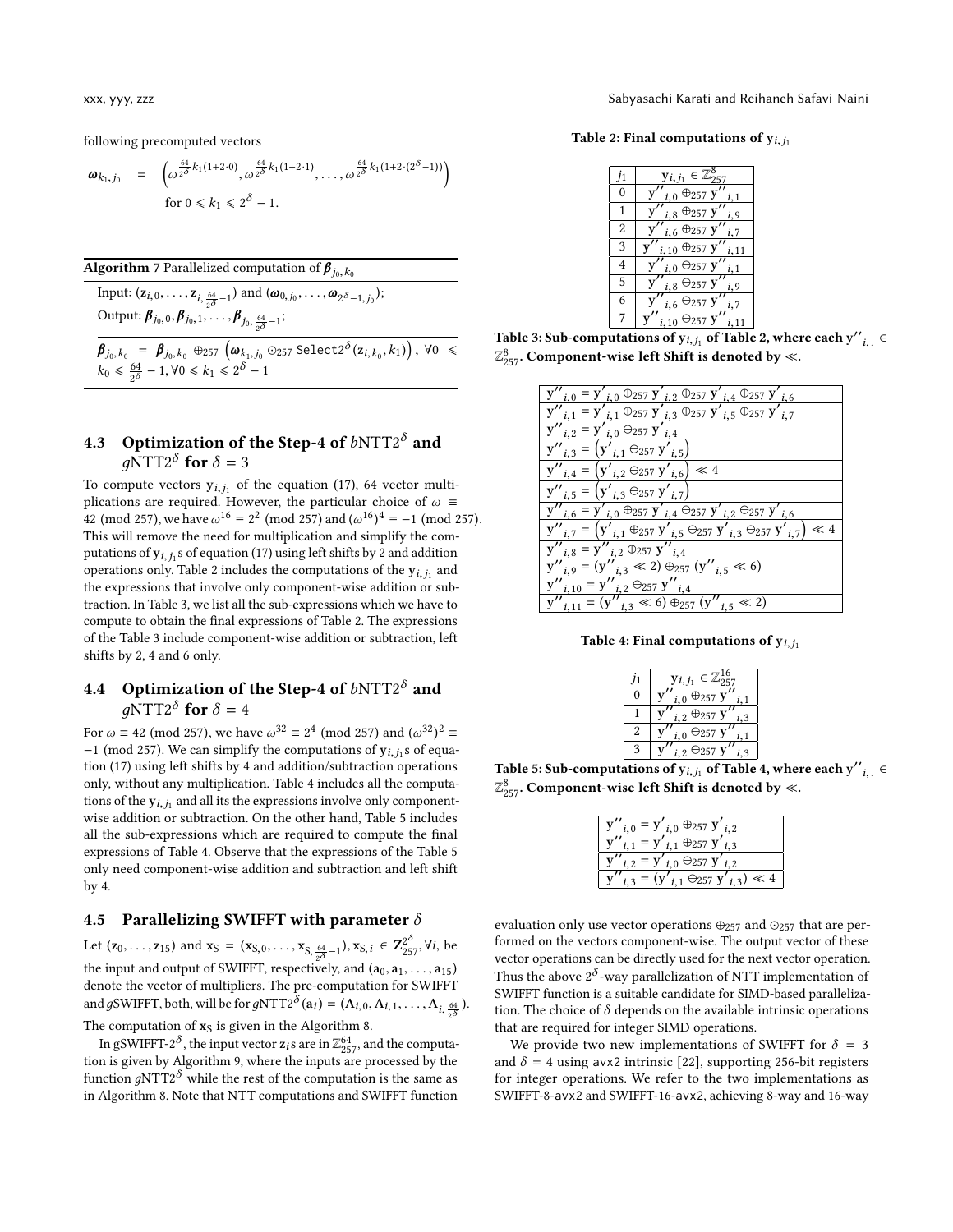following precomputed vectors

$$\boldsymbol{\omega}_{k_1,j_0} = \left(\omega^{\frac{64}{2^\delta}k_1(1+2\cdot 0)}, \omega^{\frac{64}{2^\delta}k_1(1+2\cdot 1)}, \ldots, \omega^{\frac{64}{2^\delta}k_1(1+2\cdot(2^\delta-1))}\right)$$
$$\text{for } 0 \leqslant k_1 \leqslant 2^\delta - 1.$$

**Algorithm 7** Parallelized computation of $\boldsymbol{\beta}_{j_0,k_0}$

Input: $(\mathbf{z}_{i,0}, \ldots, \mathbf{z}_{i,\frac{64}{2^\delta}-1})$ and $(\boldsymbol{\omega}_{0,j_0}, \ldots, \boldsymbol{\omega}_{2^\delta-1,j_0})$;

Output: $\boldsymbol{\beta}_{j_0,0}, \boldsymbol{\beta}_{j_0,1}, \ldots, \boldsymbol{\beta}_{j_0,\frac{64}{2^\delta}-1}$;

$\boldsymbol{\beta}_{j_0,k_0} = \boldsymbol{\beta}_{j_0,k_0} \oplus_{257} \left(\boldsymbol{\omega}_{k_1,j_0} \odot_{257} \texttt{Select2}^\delta(\mathbf{z}_{i,k_0}, k_1)\right)$, $\forall 0 \leqslant k_0 \leqslant \frac{64}{2^\delta} - 1, \forall 0 \leqslant k_1 \leqslant 2^\delta - 1$

## 4.3 Optimization of the Step-4 of $b$NTT$2^\delta$ and $g$NTT$2^\delta$ for $\delta = 3$

To compute vectors $\mathbf{y}_{i,j_1}$ of the equation (17), 64 vector multiplications are required. However, the particular choice of $\omega \equiv 42 \pmod{257}$, we have $\omega^{16} \equiv 2^2 \pmod{257}$ and $(\omega^{16})^4 \equiv -1 \pmod{257}$. This will remove the need for multiplication and simplify the computations of $\mathbf{y}_{i,j_1}$s of equation (17) using left shifts by 2 and addition operations only. Table 2 includes the computations of the $\mathbf{y}_{i,j_1}$ and the expressions that involve only component-wise addition or subtraction. In Table 3, we list all the sub-expressions which we have to compute to obtain the final expressions of Table 2. The expressions of the Table 3 include component-wise addition or subtraction, left shifts by 2, 4 and 6 only.

## 4.4 Optimization of the Step-4 of $b$NTT$2^\delta$ and $g$NTT$2^\delta$ for $\delta = 4$

For $\omega \equiv 42 \pmod{257}$, we have $\omega^{32} \equiv 2^4 \pmod{257}$ and $(\omega^{32})^2 \equiv -1 \pmod{257}$. We can simplify the computations of $\mathbf{y}_{i,j_1}$s of equation (17) using left shifts by 4 and addition/subtraction operations only, without any multiplication. Table 4 includes all the computations of the $\mathbf{y}_{i,j_1}$ and all its the expressions involve only component-wise addition or subtraction. On the other hand, Table 5 includes all the sub-expressions which are required to compute the final expressions of Table 4. Observe that the expressions of the Table 5 only need component-wise addition and subtraction and left shift by 4.

## 4.5 Parallelizing SWIFFT with parameter $\delta$

Let $(\mathbf{z}_0, \ldots, \mathbf{z}_{15})$ and $\mathbf{x}_S = (\mathbf{x}_{S,0}, \ldots, \mathbf{x}_{S,\frac{64}{2^\delta}-1}), \mathbf{x}_{S,i} \in \mathbb{Z}_{257}^{2^\delta}, \forall i$, be the input and output of SWIFFT, respectively, and $(\mathbf{a}_0, \mathbf{a}_1, \ldots, \mathbf{a}_{15})$ denote the vector of multipliers. The pre-computation for SWIFFT and $g$SWIFFT, both, will be for $g\text{NTT}2^\delta(\mathbf{a}_i) = (\mathbf{A}_{i,0}, \mathbf{A}_{i,1}, \ldots, \mathbf{A}_{i,\frac{64}{2^\delta}})$. The computation of $\mathbf{x}_S$ is given in the Algorithm 8.

In gSWIFFT-$2^\delta$, the input vector $\mathbf{z}_i$s are in $\mathbb{Z}_{257}^{64}$, and the computation is given by Algorithm 9, where the inputs are processed by the function $g$NTT$2^\delta$ while the rest of the computation is the same as in Algorithm 8. Note that NTT computations and SWIFFT function evaluation only use vector operations $\oplus_{257}$ and $\odot_{257}$ that are performed on the vectors component-wise. The output vector of these vector operations can be directly used for the next vector operation. Thus the above $2^\delta$-way parallelization of NTT implementation of SWIFFT function is a suitable candidate for SIMD-based parallelization. The choice of $\delta$ depends on the available intrinsic operations that are required for integer SIMD operations.

We provide two new implementations of SWIFFT for $\delta = 3$ and $\delta = 4$ using avx2 intrinsic [22], supporting 256-bit registers for integer operations. We refer to the two implementations as SWIFFT-8-avx2 and SWIFFT-16-avx2, achieving 8-way and 16-way

**Table 2: Final computations of $\mathbf{y}_{i,j_1}$**

| $j_1$ | $\mathbf{y}_{i,j_1} \in \mathbb{Z}_{257}^8$ |
|---|---|
| 0 | $\mathbf{y}''_{i,0} \oplus_{257} \mathbf{y}''_{i,1}$ |
| 1 | $\mathbf{y}''_{i,8} \oplus_{257} \mathbf{y}''_{i,9}$ |
| 2 | $\mathbf{y}''_{i,6} \oplus_{257} \mathbf{y}''_{i,7}$ |
| 3 | $\mathbf{y}''_{i,10} \oplus_{257} \mathbf{y}''_{i,11}$ |
| 4 | $\mathbf{y}''_{i,0} \ominus_{257} \mathbf{y}''_{i,1}$ |
| 5 | $\mathbf{y}''_{i,8} \ominus_{257} \mathbf{y}''_{i,9}$ |
| 6 | $\mathbf{y}''_{i,6} \ominus_{257} \mathbf{y}''_{i,7}$ |
| 7 | $\mathbf{y}''_{i,10} \ominus_{257} \mathbf{y}''_{i,11}$ |

**Table 3: Sub-computations of $\mathbf{y}_{i,j_1}$ of Table 2, where each $\mathbf{y}''_{i,\cdot} \in \mathbb{Z}_{257}^8$. Component-wise left Shift is denoted by $\ll$.**

| Sub-computation |
|---|
| $\mathbf{y}''_{i,0} = \mathbf{y}'_{i,0} \oplus_{257} \mathbf{y}'_{i,2} \oplus_{257} \mathbf{y}'_{i,4} \oplus_{257} \mathbf{y}'_{i,6}$ |
| $\mathbf{y}''_{i,1} = \mathbf{y}'_{i,1} \oplus_{257} \mathbf{y}'_{i,3} \oplus_{257} \mathbf{y}'_{i,5} \oplus_{257} \mathbf{y}'_{i,7}$ |
| $\mathbf{y}''_{i,2} = \mathbf{y}'_{i,0} \ominus_{257} \mathbf{y}'_{i,4}$ |
| $\mathbf{y}''_{i,3} = \left(\mathbf{y}'_{i,1} \ominus_{257} \mathbf{y}'_{i,5}\right)$ |
| $\mathbf{y}''_{i,4} = \left(\mathbf{y}'_{i,2} \ominus_{257} \mathbf{y}'_{i,6}\right) \ll 4$ |
| $\mathbf{y}''_{i,5} = \left(\mathbf{y}'_{i,3} \ominus_{257} \mathbf{y}'_{i,7}\right)$ |
| $\mathbf{y}''_{i,6} = \mathbf{y}'_{i,0} \oplus_{257} \mathbf{y}'_{i,4} \ominus_{257} \mathbf{y}'_{i,2} \ominus_{257} \mathbf{y}'_{i,6}$ |
| $\mathbf{y}''_{i,7} = \left(\mathbf{y}'_{i,1} \oplus_{257} \mathbf{y}'_{i,5} \ominus_{257} \mathbf{y}'_{i,3} \ominus_{257} \mathbf{y}'_{i,7}\right) \ll 4$ |
| $\mathbf{y}''_{i,8} = \mathbf{y}''_{i,2} \oplus_{257} \mathbf{y}''_{i,4}$ |
| $\mathbf{y}''_{i,9} = (\mathbf{y}''_{i,3} \ll 2) \oplus_{257} (\mathbf{y}''_{i,5} \ll 6)$ |
| $\mathbf{y}''_{i,10} = \mathbf{y}''_{i,2} \ominus_{257} \mathbf{y}''_{i,4}$ |
| $\mathbf{y}''_{i,11} = (\mathbf{y}''_{i,3} \ll 6) \oplus_{257} (\mathbf{y}''_{i,5} \ll 2)$ |

**Table 4: Final computations of $\mathbf{y}_{i,j_1}$**

| $j_1$ | $\mathbf{y}_{i,j_1} \in \mathbb{Z}_{257}^{16}$ |
|---|---|
| 0 | $\mathbf{y}''_{i,0} \oplus_{257} \mathbf{y}''_{i,1}$ |
| 1 | $\mathbf{y}''_{i,2} \oplus_{257} \mathbf{y}''_{i,3}$ |
| 2 | $\mathbf{y}''_{i,0} \ominus_{257} \mathbf{y}''_{i,1}$ |
| 3 | $\mathbf{y}''_{i,2} \ominus_{257} \mathbf{y}''_{i,3}$ |

**Table 5: Sub-computations of $\mathbf{y}_{i,j_1}$ of Table 4, where each $\mathbf{y}''_{i,\cdot} \in \mathbb{Z}_{257}^8$. Component-wise left Shift is denoted by $\ll$.**

| Sub-computation |
|---|
| $\mathbf{y}''_{i,0} = \mathbf{y}'_{i,0} \oplus_{257} \mathbf{y}'_{i,2}$ |
| $\mathbf{y}''_{i,1} = \mathbf{y}'_{i,1} \oplus_{257} \mathbf{y}'_{i,3}$ |
| $\mathbf{y}''_{i,2} = \mathbf{y}'_{i,0} \ominus_{257} \mathbf{y}'_{i,2}$ |
| $\mathbf{y}''_{i,3} = (\mathbf{y}'_{i,1} \ominus_{257} \mathbf{y}'_{i,3}) \ll 4$ |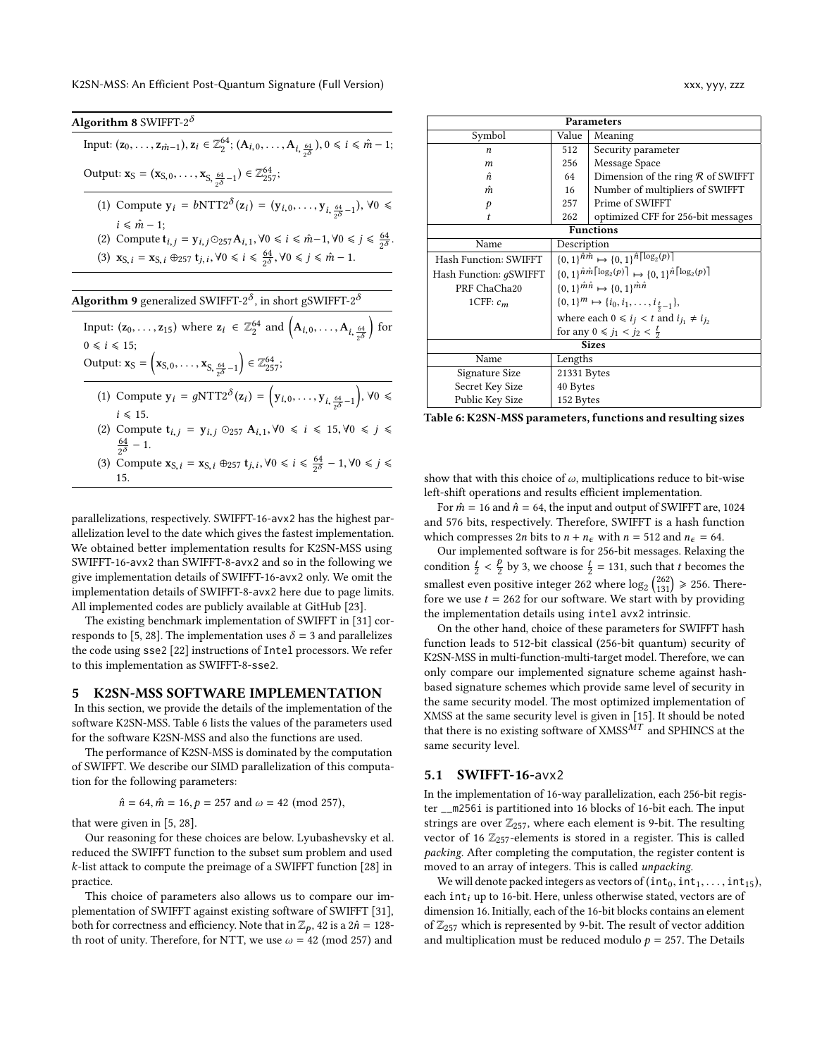**Algorithm 8** SWIFFT-$2^\delta$

Input: $(\mathbf{z}_0, \ldots, \mathbf{z}_{\hat{m}-1}), \mathbf{z}_i \in \mathbb{Z}_2^{64}$; $(\mathbf{A}_{i,0}, \ldots, \mathbf{A}_{i,\frac{64}{2^\delta}}), 0 \leqslant i \leqslant \hat{m}-1$;

Output: $\mathbf{x}_S = (\mathbf{x}_{S,0}, \ldots, \mathbf{x}_{S,\frac{64}{2^\delta}-1}) \in \mathbb{Z}_{257}^{64}$;

(1) Compute $\mathbf{y}_i = b\text{NTT}2^\delta(\mathbf{z}_i) = (\mathbf{y}_{i,0}, \ldots, \mathbf{y}_{i,\frac{64}{2^\delta}-1}), \forall 0 \leqslant i \leqslant \hat{m}-1$;
(2) Compute $\mathbf{t}_{i,j} = \mathbf{y}_{i,j} \odot_{257} \mathbf{A}_{i,1}, \forall 0 \leqslant i \leqslant \hat{m}-1, \forall 0 \leqslant j \leqslant \frac{64}{2^\delta}$.
(3) $\mathbf{x}_{S,i} = \mathbf{x}_{S,i} \oplus_{257} \mathbf{t}_{j,i}, \forall 0 \leqslant i \leqslant \frac{64}{2^\delta}, \forall 0 \leqslant j \leqslant \hat{m}-1$.

**Algorithm 9** generalized SWIFFT-$2^\delta$, in short gSWIFFT-$2^\delta$

Input: $(\mathbf{z}_0, \ldots, \mathbf{z}_{15})$ where $\mathbf{z}_i \in \mathbb{Z}_2^{64}$ and $\left(\mathbf{A}_{i,0}, \ldots, \mathbf{A}_{i,\frac{64}{2^\delta}}\right)$ for $0 \leqslant i \leqslant 15$;

Output: $\mathbf{x}_S = \left(\mathbf{x}_{S,0}, \ldots, \mathbf{x}_{S,\frac{64}{2^\delta}-1}\right) \in \mathbb{Z}_{257}^{64}$;

(1) Compute $\mathbf{y}_i = g\text{NTT}2^\delta(\mathbf{z}_i) = \left(\mathbf{y}_{i,0}, \ldots, \mathbf{y}_{i,\frac{64}{2^\delta}-1}\right), \forall 0 \leqslant i \leqslant 15$.
(2) Compute $\mathbf{t}_{i,j} = \mathbf{y}_{i,j} \odot_{257} \mathbf{A}_{i,1}, \forall 0 \leqslant i \leqslant 15, \forall 0 \leqslant j \leqslant \frac{64}{2^\delta}-1$.
(3) Compute $\mathbf{x}_{S,i} = \mathbf{x}_{S,i} \oplus_{257} \mathbf{t}_{j,i}, \forall 0 \leqslant i \leqslant \frac{64}{2^\delta}-1, \forall 0 \leqslant j \leqslant 15$.

parallelizations, respectively. SWIFFT-16-avx2 has the highest parallelization level to the date which gives the fastest implementation. We obtained better implementation results for K2SN-MSS using SWIFFT-16-avx2 than SWIFFT-8-avx2 and so in the following we give implementation details of SWIFFT-16-avx2 only. We omit the implementation details of SWIFFT-8-avx2 here due to page limits. All implemented codes are publicly available at GitHub [23].

The existing benchmark implementation of SWIFFT in [31] corresponds to [5, 28]. The implementation uses $\delta = 3$ and parallelizes the code using sse2 [22] instructions of Intel processors. We refer to this implementation as SWIFFT-8-sse2.

## 5 K2SN-MSS SOFTWARE IMPLEMENTATION

In this section, we provide the details of the implementation of the software K2SN-MSS. Table 6 lists the values of the parameters used for the software K2SN-MSS and also the functions are used.

The performance of K2SN-MSS is dominated by the computation of SWIFFT. We describe our SIMD parallelization of this computation for the following parameters:

$$\hat{n} = 64, \hat{m} = 16, p = 257 \text{ and } \omega = 42 \pmod{257},$$

that were given in [5, 28].

Our reasoning for these choices are below. Lyubashevsky et al. reduced the SWIFFT function to the subset sum problem and used $k$-list attack to compute the preimage of a SWIFFT function [28] in practice.

This choice of parameters also allows us to compare our implementation of SWIFFT against existing software of SWIFFT [31], both for correctness and efficiency. Note that in $\mathbb{Z}_p$, 42 is a $2\hat{n} = 128$-th root of unity. Therefore, for NTT, we use $\omega = 42 \pmod{257}$ and show that with this choice of $\omega$, multiplications reduce to bit-wise left-shift operations and results efficient implementation.

| Parameters | | |
|---|---|---|
| Symbol | Value | Meaning |
| $n$ | 512 | Security parameter |
| $m$ | 256 | Message Space |
| $\hat{n}$ | 64 | Dimension of the ring $\mathcal{R}$ of SWIFFT |
| $\hat{m}$ | 16 | Number of multipliers of SWIFFT |
| $p$ | 257 | Prime of SWIFFT |
| $t$ | 262 | optimized CFF for 256-bit messages |
| **Functions** | | |
| Name | Description | |
| Hash Function: SWIFFT | $\{0,1\}^{\hat{n}\hat{m}} \mapsto \{0,1\}^{\hat{n}\lceil\log_2(p)\rceil}$ | |
| Hash Function: $g$SWIFFT | $\{0,1\}^{\hat{n}\hat{m}\lceil\log_2(p)\rceil} \mapsto \{0,1\}^{\hat{n}\lceil\log_2(p)\rceil}$ | |
| PRF ChaCha20 | $\{0,1\}^{\hat{m}\hat{n}} \mapsto \{0,1\}^{\hat{m}\hat{n}}$ | |
| 1CFF: $c_m$ | $\{0,1\}^m \mapsto \{i_0, i_1, \ldots, i_{\frac{t}{2}-1}\}$, where each $0 \leqslant i_j < t$ and $i_{j_1} \neq i_{j_2}$ for any $0 \leqslant j_1 < j_2 < \frac{t}{2}$ | |
| **Sizes** | | |
| Name | Lengths | |
| Signature Size | 21331 Bytes | |
| Secret Key Size | 40 Bytes | |
| Public Key Size | 152 Bytes | |

Table 6: K2SN-MSS parameters, functions and resulting sizes

For $\hat{m} = 16$ and $\hat{n} = 64$, the input and output of SWIFFT are, 1024 and 576 bits, respectively. Therefore, SWIFFT is a hash function which compresses $2n$ bits to $n + n_\epsilon$ with $n = 512$ and $n_\epsilon = 64$.

Our implemented software is for 256-bit messages. Relaxing the condition $\frac{t}{2} < \frac{p}{2}$ by 3, we choose $\frac{t}{2} = 131$, such that $t$ becomes the smallest even positive integer 262 where $\log_2 \binom{262}{131} \geqslant 256$. Therefore we use $t = 262$ for our software. We start with by providing the implementation details using intel avx2 intrinsic.

On the other hand, choice of these parameters for SWIFFT hash function leads to 512-bit classical (256-bit quantum) security of K2SN-MSS in multi-function-multi-target model. Therefore, we can only compare our implemented signature scheme against hash-based signature schemes which provide same level of security in the same security model. The most optimized implementation of XMSS at the same security level is given in [15]. It should be noted that there is no existing software of XMSS$^{MT}$ and SPHINCS at the same security level.

### 5.1 SWIFFT-16-avx2

In the implementation of 16-way parallelization, each 256-bit register __m256i is partitioned into 16 blocks of 16-bit each. The input strings are over $\mathbb{Z}_{257}$, where each element is 9-bit. The resulting vector of 16 $\mathbb{Z}_{257}$-elements is stored in a register. This is called *packing*. After completing the computation, the register content is moved to an array of integers. This is called *unpacking*.

We will denote packed integers as vectors of $(\texttt{int}_0, \texttt{int}_1, \ldots, \texttt{int}_{15})$, each $\texttt{int}_i$ up to 16-bit. Here, unless otherwise stated, vectors are of dimension 16. Initially, each of the 16-bit blocks contains an element of $\mathbb{Z}_{257}$ which is represented by 9-bit. The result of vector addition and multiplication must be reduced modulo $p = 257$. The Details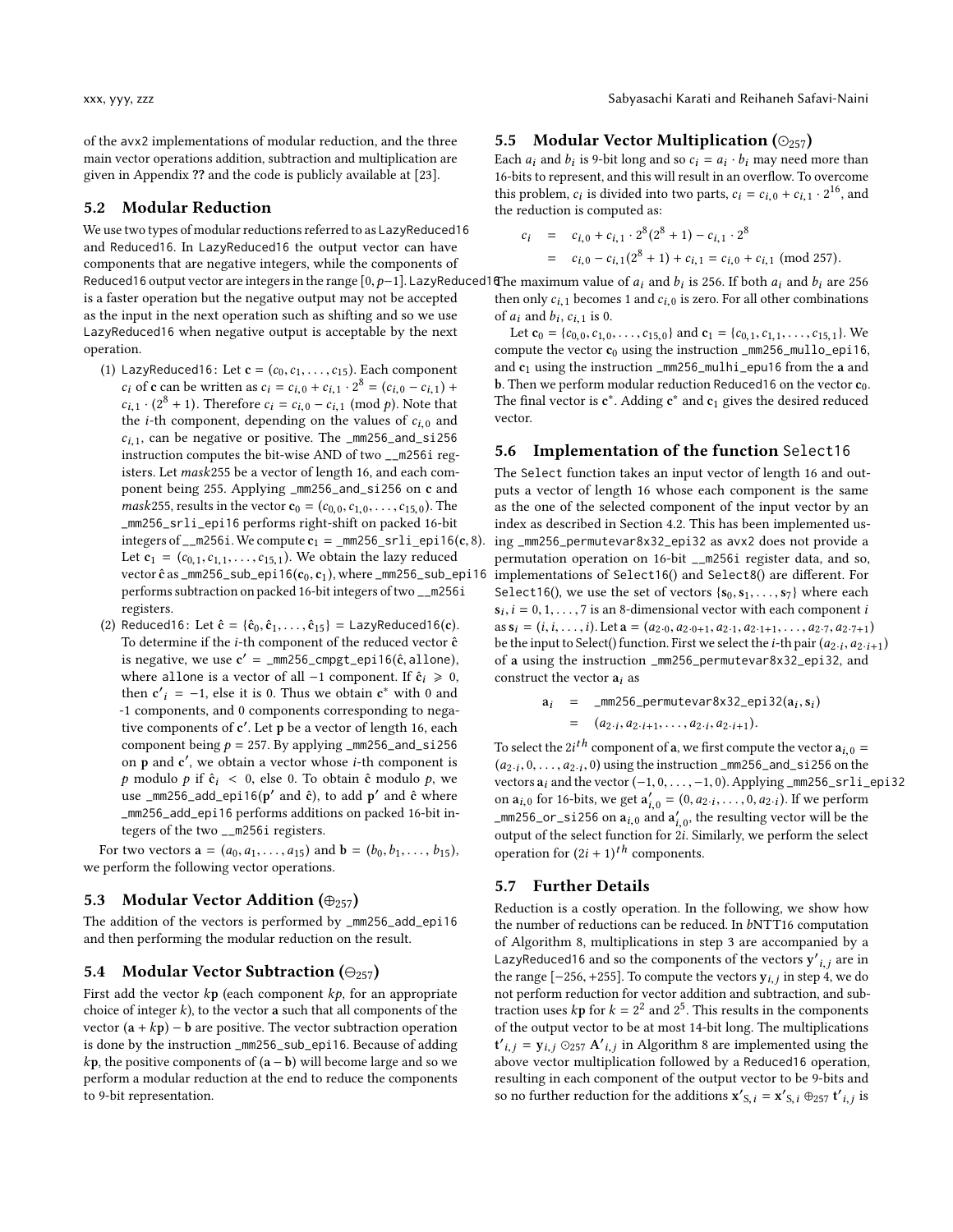of the avx2 implementations of modular reduction, and the three main vector operations addition, subtraction and multiplication are given in Appendix ?? and the code is publicly available at [23].

## 5.2 Modular Reduction

We use two types of modular reductions referred to as LazyReduced16 and Reduced16. In LazyReduced16 the output vector can have components that are negative integers, while the components of Reduced16 output vector are integers in the range $[0, p-1]$. LazyReduced16 is a faster operation but the negative output may not be accepted as the input in the next operation such as shifting and so we use LazyReduced16 when negative output is acceptable by the next operation.

(1) LazyReduced16: Let $\mathbf{c} = (c_0, c_1, \ldots, c_{15})$. Each component $c_i$ of $\mathbf{c}$ can be written as $c_i = c_{i,0} + c_{i,1} \cdot 2^8 = (c_{i,0} - c_{i,1}) + c_{i,1} \cdot (2^8 + 1)$. Therefore $c_i = c_{i,0} - c_{i,1} \pmod{p}$. Note that the $i$-th component, depending on the values of $c_{i,0}$ and $c_{i,1}$, can be negative or positive. The _mm256_and_si256 instruction computes the bit-wise AND of two __m256i registers. Let $mask255$ be a vector of length 16, and each component being 255. Applying _mm256_and_si256 on $\mathbf{c}$ and $mask255$, results in the vector $\mathbf{c}_0 = (c_{0,0}, c_{1,0}, \ldots, c_{15,0})$. The _mm256_srli_epi16 performs right-shift on packed 16-bit integers of __m256i. We compute $\mathbf{c}_1$ = _mm256_srli_epi16($\mathbf{c}$, 8). Let $\mathbf{c}_1 = (c_{0,1}, c_{1,1}, \ldots, c_{15,1})$. We obtain the lazy reduced vector $\hat{\mathbf{c}}$ as _mm256_sub_epi16($\mathbf{c}_0, \mathbf{c}_1$), where _mm256_sub_epi16 performs subtraction on packed 16-bit integers of two __m256i registers.

(2) Reduced16: Let $\hat{\mathbf{c}} = \{\hat{\mathbf{c}}_0, \hat{\mathbf{c}}_1, \ldots, \hat{\mathbf{c}}_{15}\}$ = LazyReduced16($\mathbf{c}$). To determine if the $i$-th component of the reduced vector $\hat{\mathbf{c}}$ is negative, we use $\mathbf{c}'$ = _mm256_cmpgt_epi16($\hat{\mathbf{c}}$, allone), where allone is a vector of all $-1$ component. If $\hat{\mathbf{c}}_i \geqslant 0$, then $\mathbf{c}'_i = -1$, else it is 0. Thus we obtain $\mathbf{c}^*$ with 0 and -1 components, and 0 components corresponding to negative components of $\mathbf{c}'$. Let $\mathbf{p}$ be a vector of length 16, each component being $p = 257$. By applying _mm256_and_si256 on $\mathbf{p}$ and $\mathbf{c}'$, we obtain a vector whose $i$-th component is $p$ modulo $p$ if $\hat{\mathbf{c}}_i < 0$, else 0. To obtain $\hat{\mathbf{c}}$ modulo $p$, we use _mm256_add_epi16($\mathbf{p}'$ and $\hat{\mathbf{c}}$), to add $\mathbf{p}'$ and $\hat{\mathbf{c}}$ where _mm256_add_epi16 performs additions on packed 16-bit integers of the two __m256i registers.

For two vectors $\mathbf{a} = (a_0, a_1, \ldots, a_{15})$ and $\mathbf{b} = (b_0, b_1, \ldots, b_{15})$, we perform the following vector operations.

## 5.3 Modular Vector Addition ($\oplus_{257}$)

The addition of the vectors is performed by _mm256_add_epi16 and then performing the modular reduction on the result.

## 5.4 Modular Vector Subtraction ($\ominus_{257}$)

First add the vector $k\mathbf{p}$ (each component $kp$, for an appropriate choice of integer $k$), to the vector $\mathbf{a}$ such that all components of the vector $(\mathbf{a} + k\mathbf{p}) - \mathbf{b}$ are positive. The vector subtraction operation is done by the instruction _mm256_sub_epi16. Because of adding $k\mathbf{p}$, the positive components of $(\mathbf{a} - \mathbf{b})$ will become large and so we perform a modular reduction at the end to reduce the components to 9-bit representation.

## 5.5 Modular Vector Multiplication ($\odot_{257}$)

Each $a_i$ and $b_i$ is 9-bit long and so $c_i = a_i \cdot b_i$ may need more than 16-bits to represent, and this will result in an overflow. To overcome this problem, $c_i$ is divided into two parts, $c_i = c_{i,0} + c_{i,1} \cdot 2^{16}$, and the reduction is computed as:

$$
\begin{aligned}
c_i &= c_{i,0} + c_{i,1} \cdot 2^8(2^8 + 1) - c_{i,1} \cdot 2^8 \\
&= c_{i,0} - c_{i,1}(2^8 + 1) + c_{i,1} = c_{i,0} + c_{i,1} \pmod{257}.
\end{aligned}
$$

The maximum value of $a_i$ and $b_i$ is 256. If both $a_i$ and $b_i$ are 256 then only $c_{i,1}$ becomes 1 and $c_{i,0}$ is zero. For all other combinations of $a_i$ and $b_i$, $c_{i,1}$ is 0.

Let $\mathbf{c}_0 = \{c_{0,0}, c_{1,0}, \ldots, c_{15,0}\}$ and $\mathbf{c}_1 = \{c_{0,1}, c_{1,1}, \ldots, c_{15,1}\}$. We compute the vector $\mathbf{c}_0$ using the instruction _mm256_mullo_epi16, and $\mathbf{c}_1$ using the instruction _mm256_mulhi_epu16 from the $\mathbf{a}$ and $\mathbf{b}$. Then we perform modular reduction Reduced16 on the vector $\mathbf{c}_0$. The final vector is $\mathbf{c}^*$. Adding $\mathbf{c}^*$ and $\mathbf{c}_1$ gives the desired reduced vector.

## 5.6 Implementation of the function Select16

The Select function takes an input vector of length 16 and outputs a vector of length 16 whose each component is the same as the one of the selected component of the input vector by an index as described in Section 4.2. This has been implemented using _mm256_permutevar8x32_epi32 as avx2 does not provide a permutation operation on 16-bit __m256i register data, and so, implementations of Select16() and Select8() are different. For Select16(), we use the set of vectors $\{\mathbf{s}_0, \mathbf{s}_1, \ldots, \mathbf{s}_7\}$ where each $\mathbf{s}_i, i = 0, 1, \ldots, 7$ is an 8-dimensional vector with each component $i$ as $\mathbf{s}_i = (i, i, \ldots, i)$. Let $\mathbf{a} = (a_{2\cdot 0}, a_{2\cdot 0+1}, a_{2\cdot 1}, a_{2\cdot 1+1}, \ldots, a_{2\cdot 7}, a_{2\cdot 7+1})$ be the input to Select() function. First we select the $i$-th pair $(a_{2\cdot i}, a_{2\cdot i+1})$ of $\mathbf{a}$ using the instruction _mm256_permutevar8x32_epi32, and construct the vector $\mathbf{a}_i$ as

$$
\begin{aligned}
\mathbf{a}_i &= \text{\_mm256\_permutevar8x32\_epi32}(\mathbf{a}_i, \mathbf{s}_i) \\
&= (a_{2\cdot i}, a_{2\cdot i+1}, \ldots, a_{2\cdot i}, a_{2\cdot i+1}).
\end{aligned}
$$

To select the $2i^{th}$ component of $\mathbf{a}$, we first compute the vector $\mathbf{a}_{i,0} = (a_{2\cdot i}, 0, \ldots, a_{2\cdot i}, 0)$ using the instruction _mm256_and_si256 on the vectors $\mathbf{a}_i$ and the vector $(-1, 0, \ldots, -1, 0)$. Applying _mm256_srli_epi32 on $\mathbf{a}_{i,0}$ for 16-bits, we get $\mathbf{a}'_{i,0} = (0, a_{2\cdot i}, \ldots, 0, a_{2\cdot i})$. If we perform _mm256_or_si256 on $\mathbf{a}_{i,0}$ and $\mathbf{a}'_{i,0}$, the resulting vector will be the output of the select function for $2i$. Similarly, we perform the select operation for $(2i+1)^{th}$ components.

## 5.7 Further Details

Reduction is a costly operation. In the following, we show how the number of reductions can be reduced. In $b$NTT16 computation of Algorithm 8, multiplications in step 3 are accompanied by a LazyReduced16 and so the components of the vectors $\mathbf{y}'_{i,j}$ are in the range $[-256, +255]$. To compute the vectors $\mathbf{y}_{i,j}$ in step 4, we do not perform reduction for vector addition and subtraction, and subtraction uses $k\mathbf{p}$ for $k = 2^2$ and $2^5$. This results in the components of the output vector to be at most 14-bit long. The multiplications $\mathbf{t}'_{i,j} = \mathbf{y}_{i,j} \odot_{257} \mathbf{A}'_{i,j}$ in Algorithm 8 are implemented using the above vector multiplication followed by a Reduced16 operation, resulting in each component of the output vector to be 9-bits and so no further reduction for the additions $\mathbf{x}'_{S,i} = \mathbf{x}'_{S,i} \oplus_{257} \mathbf{t}'_{i,j}$ is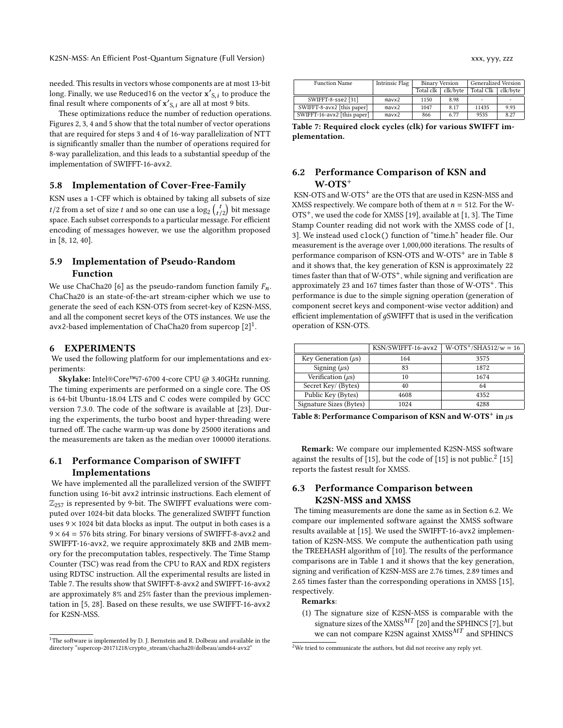needed. This results in vectors whose components are at most 13-bit long. Finally, we use Reduced16 on the vector $\mathbf{x'}_{S,i}$ to produce the final result where components of $\mathbf{x'}_{S,i}$ are all at most 9 bits.

These optimizations reduce the number of reduction operations. Figures 2, 3, 4 and 5 show that the total number of vector operations that are required for steps 3 and 4 of 16-way parallelization of NTT is significantly smaller than the number of operations required for 8-way parallelization, and this leads to a substantial speedup of the implementation of SWIFFT-16-avx2.

### 5.8 Implementation of Cover-Free-Family

KSN uses a 1-CFF which is obtained by taking all subsets of size $t/2$ from a set of size $t$ and so one can use a $\log_2 \binom{t}{t/2}$ bit message space. Each subset corresponds to a particular message. For efficient encoding of messages however, we use the algorithm proposed in [8, 12, 40].

### 5.9 Implementation of Pseudo-Random Function

We use ChaCha20 [6] as the pseudo-random function family $F_n$. ChaCha20 is an state-of-the-art stream-cipher which we use to generate the seed of each KSN-OTS from secret-key of K2SN-MSS, and all the component secret keys of the OTS instances. We use the avx2-based implementation of ChaCha20 from supercop [2][1].

## 6 EXPERIMENTS

We used the following platform for our implementations and experiments:

**Skylake:** Intel®Core™i7-6700 4-core CPU @ 3.40GHz running. The timing experiments are performed on a single core. The OS is 64-bit Ubuntu-18.04 LTS and C codes were compiled by GCC version 7.3.0. The code of the software is available at [23]. During the experiments, the turbo boost and hyper-threading were turned off. The cache warm-up was done by 25000 iterations and the measurements are taken as the median over 100000 iterations.

### 6.1 Performance Comparison of SWIFFT Implementations

We have implemented all the parallelized version of the SWIFFT function using 16-bit avx2 intrinsic instructions. Each element of $\mathbb{Z}_{257}$ is represented by 9-bit. The SWIFFT evaluations were computed over 1024-bit data blocks. The generalized SWIFFT function uses $9 \times 1024$ bit data blocks as input. The output in both cases is a $9 \times 64 = 576$ bits string. For binary versions of SWIFFT-8-avx2 and SWIFFT-16-avx2, we require approximately 8KB and 2MB memory for the precomputation tables, respectively. The Time Stamp Counter (TSC) was read from the CPU to RAX and RDX registers using RDTSC instruction. All the experimental results are listed in Table 7. The results show that SWIFFT-8-avx2 and SWIFFT-16-avx2 are approximately 8% and 25% faster than the previous implementation in [5, 28]. Based on these results, we use SWIFFT-16-avx2 for K2SN-MSS.

[1]The software is implemented by D. J. Bernstein and R. Dolbeau and available in the directory "supercop-20171218/crypto_stream/chacha20/dolbeau/amd64-avx2"

| Function Name | Intrinsic Flag | Binary Version | | Generalized Version | |
|---|---|---|---|---|---|
| | | Total clk | clk/byte | Total Clk | clk/byte |
| SWIFFT-8-sse2 [31] | mavx2 | 1150 | 8.98 | - | - |
| SWIFFT-8-avx2 [this paper] | mavx2 | 1047 | 8.17 | 11435 | 9.93 |
| SWIFFT-16-avx2 [this paper] | mavx2 | 866 | 6.77 | 9535 | 8.27 |

**Table 7: Required clock cycles (clk) for various SWIFFT implementation.**

### 6.2 Performance Comparison of KSN and W-OTS$^+$

KSN-OTS and W-OTS$^+$ are the OTS that are used in K2SN-MSS and XMSS respectively. We compare both of them at $n = 512$. For the W-OTS$^+$, we used the code for XMSS [19], available at [1, 3]. The Time Stamp Counter reading did not work with the XMSS code of [1, 3]. We instead used `clock()` function of "time.h" header file. Our measurement is the average over 1,000,000 iterations. The results of performance comparison of KSN-OTS and W-OTS$^+$ are in Table 8 and it shows that, the key generation of KSN is approximately 22 times faster than that of W-OTS$^+$, while signing and verification are approximately 23 and 167 times faster than those of W-OTS$^+$. This performance is due to the simple signing operation (generation of component secret keys and component-wise vector addition) and efficient implementation of $g$SWIFFT that is used in the verification operation of KSN-OTS.

| | KSN/SWIFFT-16-avx2 | W-OTS$^+$/SHA512/$w = 16$ |
|---|---|---|
| Key Generation ($\mu$s) | 164 | 3575 |
| Signing ($\mu$s) | 83 | 1872 |
| Verification ($\mu$s) | 10 | 1674 |
| Secret Key/ (Bytes) | 40 | 64 |
| Public Key (Bytes) | 4608 | 4352 |
| Signature Sizes (Bytes) | 1024 | 4288 |

**Table 8: Performance Comparison of KSN and W-OTS$^+$ in $\mu$s**

**Remark:** We compare our implemented K2SN-MSS software against the results of [15], but the code of [15] is not public.[2] [15] reports the fastest result for XMSS.

### 6.3 Performance Comparison between K2SN-MSS and XMSS

The timing measurements are done the same as in Section 6.2. We compare our implemented software against the XMSS software results available at [15]. We used the SWIFFT-16-avx2 implementation of K2SN-MSS. We compute the authentication path using the TREEHASH algorithm of [10]. The results of the performance comparisons are in Table 1 and it shows that the key generation, signing and verification of K2SN-MSS are 2.76 times, 2.89 times and 2.65 times faster than the corresponding operations in XMSS [15], respectively.

**Remarks**:

(1) The signature size of K2SN-MSS is comparable with the signature sizes of the XMSS$^{MT}$ [20] and the SPHINCS [7], but we can not compare K2SN against XMSS$^{MT}$ and SPHINCS

[2]We tried to communicate the authors, but did not receive any reply yet.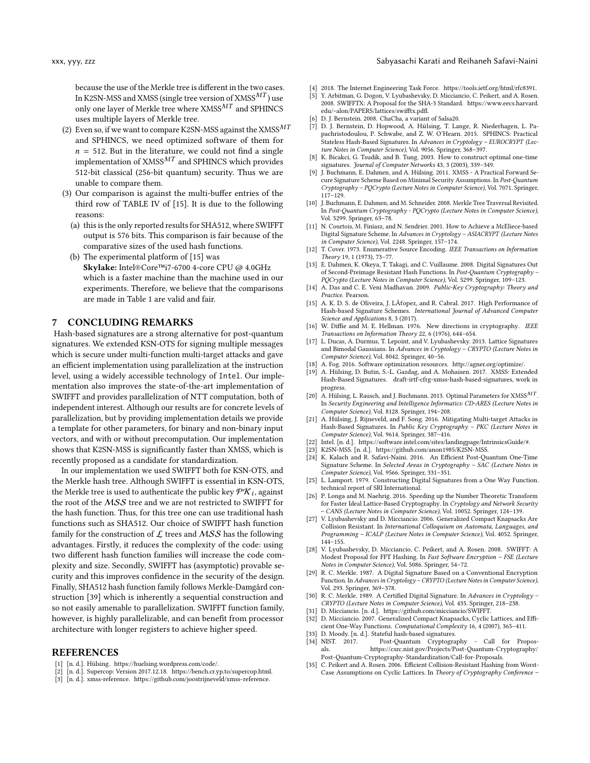because the use of the Merkle tree is different in the two cases. In K2SN-MSS and XMSS (single tree version of XMSS$^{MT}$) use only one layer of Merkle tree where XMSS$^{MT}$ and SPHINCS uses multiple layers of Merkle tree.

(2) Even so, if we want to compare K2SN-MSS against the XMSS$^{MT}$ and SPHINCS, we need optimized software of them for $n = 512$. But in the literature, we could not find a single implementation of XMSS$^{MT}$ and SPHINCS which provides 512-bit classical (256-bit quantum) security. Thus we are unable to compare them.

(3) Our comparison is against the multi-buffer entries of the third row of TABLE IV of [15]. It is due to the following reasons:
   (a) this is the only reported results for SHA512, where SWIFFT output is 576 bits. This comparison is fair because of the comparative sizes of the used hash functions.
   (b) The experimental platform of [15] was **Skylake:** Intel®Core™i7-6700 4-core CPU @ 4.0GHz which is a faster machine than the machine used in our experiments. Therefore, we believe that the comparisons are made in Table 1 are valid and fair.

## 7 CONCLUDING REMARKS

Hash-based signatures are a strong alternative for post-quantum signatures. We extended KSN-OTS for signing multiple messages which is secure under multi-function multi-target attacks and gave an efficient implementation using parallelization at the instruction level, using a widely accessible technology of Intel. Our implementation also improves the state-of-the-art implementation of SWIFFT and provides parallelization of NTT computation, both of independent interest. Although our results are for concrete levels of parallelization, but by providing implementation details we provide a template for other parameters, for binary and non-binary input vectors, and with or without precomputation. Our implementation shows that K2SN-MSS is significantly faster than XMSS, which is recently proposed as a candidate for standardization.

In our implementation we used SWIFFT both for KSN-OTS, and the Merkle hash tree. Although SWIFFT is essential in KSN-OTS, the Merkle tree is used to authenticate the public key $\mathcal{PK}_i$, against the root of the $\mathcal{MSS}$ tree and we are not restricted to SWIFFT for the hash function. Thus, for this tree one can use traditional hash functions such as SHA512. Our choice of SWIFFT hash function family for the construction of $\mathcal{L}$ trees and $\mathcal{MSS}$ has the following advantages. Firstly, it reduces the complexity of the code: using two different hash function families will increase the code complexity and size. Secondly, SWIFFT has (asymptotic) provable security and this improves confidence in the security of the design. Finally, SHA512 hash function family follows Merkle-Damgård construction [39] which is inherently a sequential construction and so not easily amenable to parallelization. SWIFFT function family, however, is highly parallelizable, and can benefit from processor architecture with longer registers to achieve higher speed.

## REFERENCES

[1] [n. d.]. Hülsing. https://huelsing.wordpress.com/code/.
[2] [n. d.]. Supercop: Version 2017.12.18. https://bench.cr.yp.to/supercop.html.
[3] [n. d.]. xmss-reference. https://github.com/joostrijneveld/xmss-reference.
[4] 2018. The Internet Engineering Task Force. https://tools.ietf.org/html/rfc8391.
[5] Y. Arbitman, G. Dogon, V. Lyubashevsky, D. Micciancio, C. Peikert, and A. Rosen. 2008. SWIFFTX: A Proposal for the SHA-3 Standard. https://www.eecs.harvard.edu/~alon/PAPERS/lattices/swifftx.pdfl.
[6] D. J. Bernstein. 2008. ChaCha, a variant of Salsa20.
[7] D. J. Bernstein, D. Hopwood, A. Hülsing, T. Lange, R. Niederhagen, L. Papachristodoulou, P. Schwabe, and Z. W. O'Hearn. 2015. SPHINCS: Practical Stateless Hash-Based Signatures. In *Advances in Cryptology – EUROCRYPT (Lecture Notes in Computer Science)*, Vol. 9056. Springer, 368–397.
[8] K. Bicakci, G. Tsudik, and B. Tung. 2003. How to construct optimal one-time signatures. *Journal of Computer Networks* 43, 3 (2003), 339–349.
[9] J. Buchmann, E. Dahmen, and A. Hülsing. 2011. XMSS - A Practical Forward Secure Signature Scheme Based on Minimal Security Assumptions. In *Post-Quantum Cryptography – PQCrypto (Lecture Notes in Computer Science)*, Vol. 7071. Springer, 117–129.
[10] J. Buchmann, E. Dahmen, and M. Schneider. 2008. Merkle Tree Traversal Revisited. In *Post-Quantum Cryptography - PQCrypto (Lecture Notes in Computer Science)*, Vol. 5299. Springer, 63–78.
[11] N. Courtois, M. Finiasz, and N. Sendrier. 2001. How to Achieve a McEliece-based Digital Signature Scheme. In *Advances in Cryptology – ASIACRYPT (Lecture Notes in Computer Science)*, Vol. 2248. Springer, 157–174.
[12] T. Cover. 1973. Enumerative Source Encoding. *IEEE Transactions on Information Theory* 19, 1 (1973), 73–77.
[13] E. Dahmen, K. Okeya, T. Takagi, and C. Vuillaume. 2008. Digital Signatures Out of Second-Preimage Resistant Hash Functions. In *Post-Quantum Cryptography – PQCrypto (Lecture Notes in Computer Science)*, Vol. 5299. Springer, 109–123.
[14] A. Das and C. E. Veni Madhavan. 2009. *Public-Key Cryptography: Theory and Practice*. Pearson.
[15] A. K. D. S. de Oliveira, J. LÃşopez, and R. Cabral. 2017. High Performance of Hash-based Signature Schemes. *International Journal of Advanced Computer Science and Applications* 8, 3 (2017).
[16] W. Diffie and M. E. Hellman. 1976. New directions in cryptography. *IEEE Transactions on Information Theory* 22, 6 (1976), 644–654.
[17] L. Ducas, A. Durmus, T. Lepoint, and V. Lyubashevsky. 2013. Lattice Signatures and Bimodal Gaussians. In *Advances in Cryptology – CRYPTO (Lecture Notes in Computer Science)*, Vol. 8042. Springer, 40–56.
[18] A. Fog. 2016. Software optimization resources. http://agner.org/optimize/.
[19] A. Hülsing, D. Butin, S.-L. Gazdag, and A. Mohaisen. 2017. XMSS: Extended Hash-Based Signatures. draft-irtf-cfrg-xmss-hash-based-signatures, work in progress.
[20] A. Hülsing, L. Rausch, and J. Buchmann. 2013. Optimal Parameters for XMSS$^{MT}$. In *Security Engineering and Intelligence Informatics: CD-ARES (Lecture Notes in Computer Science)*, Vol. 8128. Springer, 194–208.
[21] A. Hülsing, J. Rijneveld, and F. Song. 2016. Mitigating Multi-target Attacks in Hash-Based Signatures. In *Public Key Cryptography – PKC (Lecture Notes in Computer Science)*, Vol. 9614. Springer, 387–416.
[22] Intel. [n. d.]. https://software.intel.com/sites/landingpage/IntrinsicsGuide/#.
[23] K2SN-MSS. [n. d.]. https://github.com/anon1985/K2SN-MSS.
[24] K. Kalach and R. Safavi-Naini. 2016. An Efficient Post-Quantum One-Time Signature Scheme. In *Selected Areas in Cryptography – SAC (Lecture Notes in Computer Science)*, Vol. 9566. Springer, 331–351.
[25] L. Lamport. 1979. Constructing Digital Signatures from a One Way Function. technical report of SRI International.
[26] P. Longa and M. Naehrig. 2016. Speeding up the Number Theoretic Transform for Faster Ideal Lattice-Based Cryptography. In *Cryptology and Network Security – CANS (Lecture Notes in Computer Science)*, Vol. 10052. Springer, 124–139.
[27] V. Lyubashevsky and D. Micciancio. 2006. Generalized Compact Knapsacks Are Collision Resistant. In *International Colloquium on Automata, Languages, and Programming – ICALP (Lecture Notes in Computer Science)*, Vol. 4052. Springer, 144–155.
[28] V. Lyubashevsky, D. Micciancio, C. Peikert, and A. Rosen. 2008. SWIFFT: A Modest Proposal for FFT Hashing. In *Fast Software Encryption – FSE (Lecture Notes in Computer Science)*, Vol. 5086. Springer, 54–72.
[29] R. C. Merkle. 1987. A Digital Signature Based on a Conventional Encryption Function. In *Advances in Cryptology – CRYPTO (Lecture Notes in Computer Science)*, Vol. 293. Springer, 369–378.
[30] R. C. Merkle. 1989. A Certified Digital Signature. In *Advances in Cryptology – CRYPTO (Lecture Notes in Computer Science)*, Vol. 435. Springer, 218–238.
[31] D. Micciancio. [n. d.]. https://github.com/micciancio/SWIFFT.
[32] D. Micciancio. 2007. Generalized Compact Knapsacks, Cyclic Lattices, and Efficient One-Way Functions. *Computational Complexity* 16, 4 (2007), 365–411.
[33] D. Moody. [n. d.]. Stateful hash-based signatures.
[34] NIST. 2017. Post-Quantum Cryptography - Call for Proposals. https://csrc.nist.gov/Projects/Post-Quantum-Cryptography/Post-Quantum-Cryptography-Standardization/Call-for-Proposals.
[35] C. Peikert and A. Rosen. 2006. Efficient Collision-Resistant Hashing from Worst-Case Assumptions on Cyclic Lattices. In *Theory of Cryptography Conference –*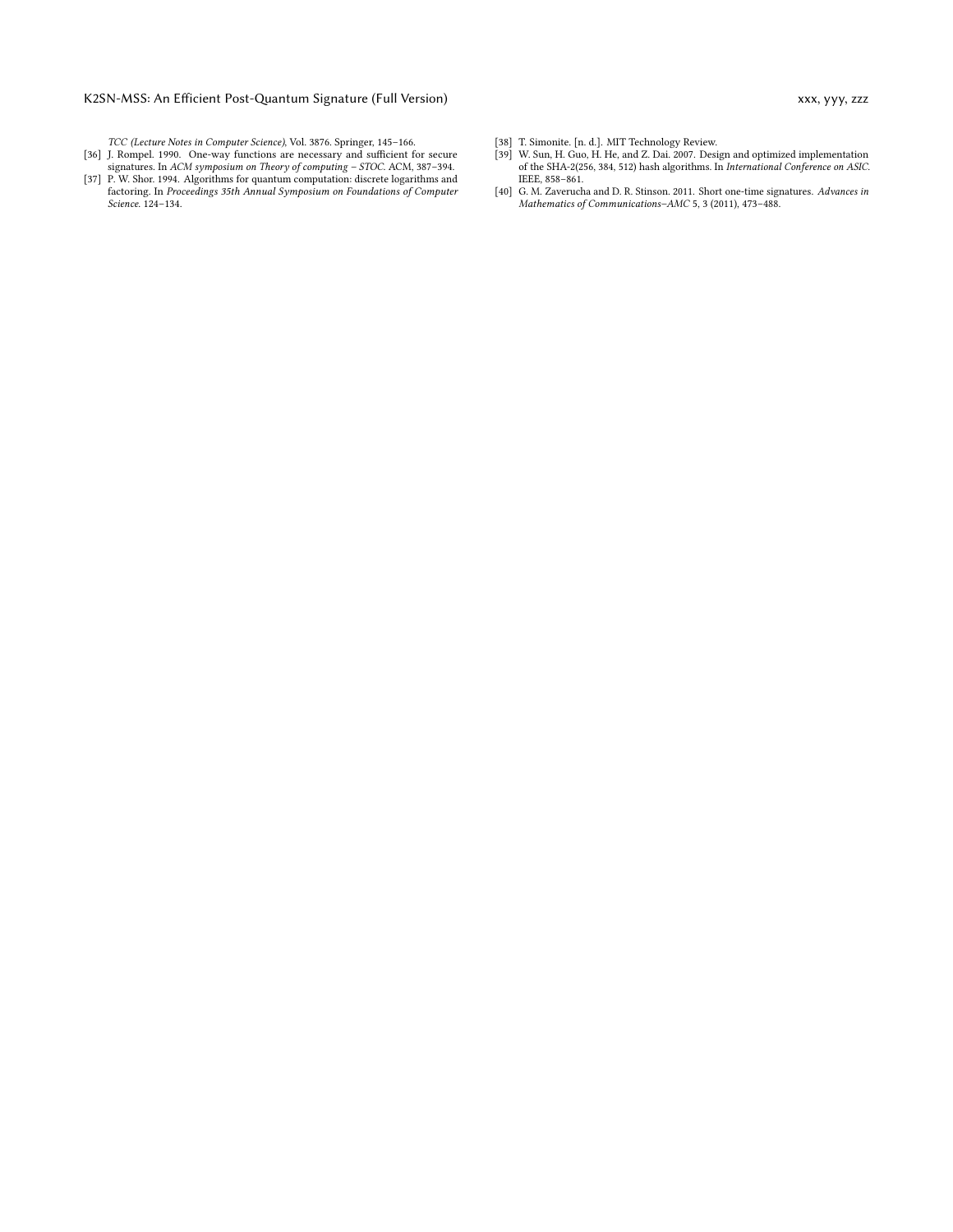*TCC (Lecture Notes in Computer Science)*, Vol. 3876. Springer, 145–166.

[36] J. Rompel. 1990. One-way functions are necessary and sufficient for secure signatures. In *ACM symposium on Theory of computing – STOC*. ACM, 387–394.

[37] P. W. Shor. 1994. Algorithms for quantum computation: discrete logarithms and factoring. In *Proceedings 35th Annual Symposium on Foundations of Computer Science*. 124–134.

[38] T. Simonite. [n. d.]. MIT Technology Review.

[39] W. Sun, H. Guo, H. He, and Z. Dai. 2007. Design and optimized implementation of the SHA-2(256, 384, 512) hash algorithms. In *International Conference on ASIC*. IEEE, 858–861.

[40] G. M. Zaverucha and D. R. Stinson. 2011. Short one-time signatures. *Advances in Mathematics of Communications–AMC* 5, 3 (2011), 473–488.